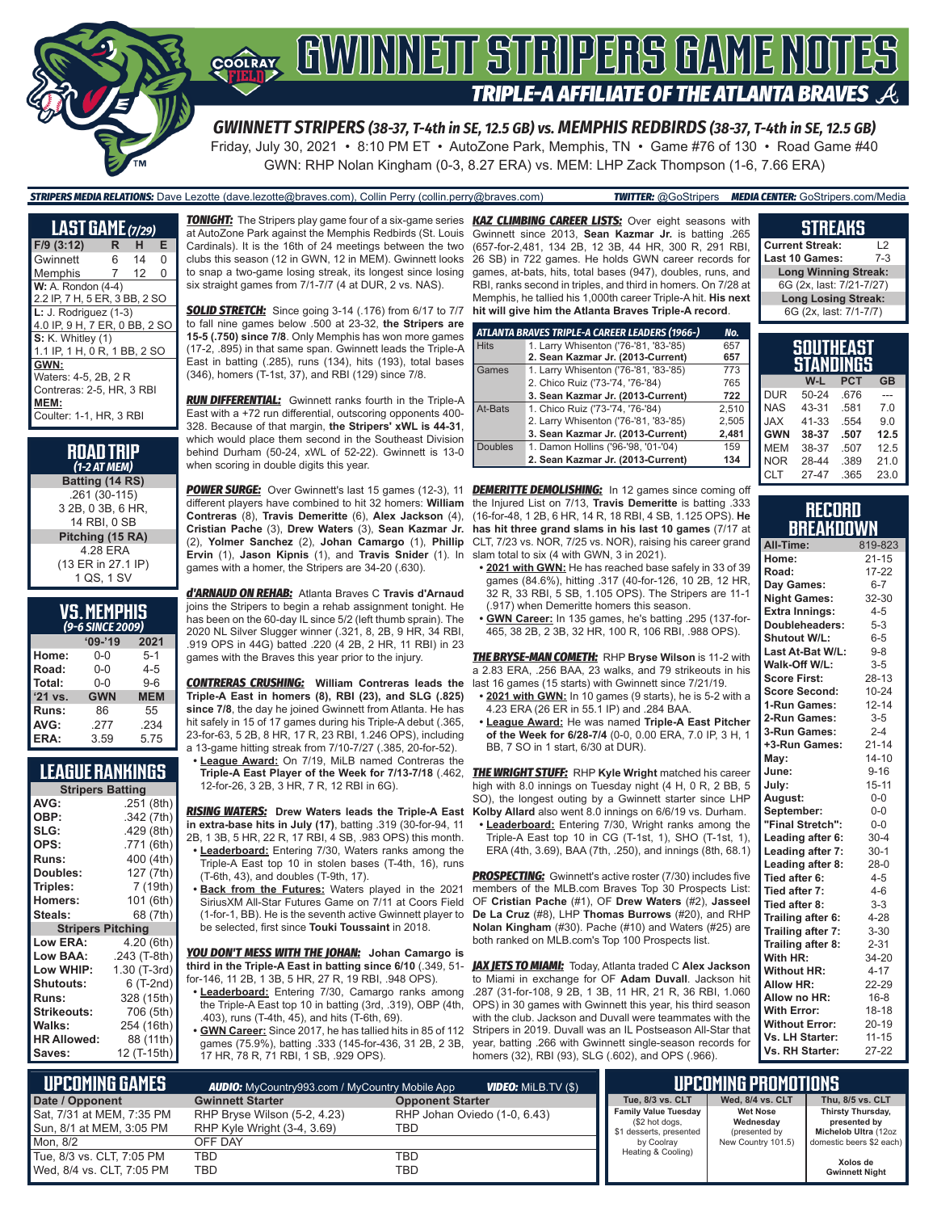# GWINNETT STRIPERS GAME NOTES

## TRIPLE-A AFFILIATE OF THE ATLANTA BRAVES

**GWINNETT STRIPERS** *(38-37, T-4th in SE, 12.5 GB)* **vs. MEMPHIS REDBIRDS** *(38-37, T-4th in SE, 12.5 GB)*

Friday, July 30, 2021 • 8:10 PM ET • AutoZone Park, Memphis, TN • Game #76 of 130 • Road Game #40

GWN: RHP Nolan Kingham (0-3, 8.27 ERA) vs. MEM: LHP Zack Thompson (1-6, 7.66 ERA)

***STRIPERS MEDIA RELATIONS:*** Dave Lezotte (dave.lezotte@braves.com), Collin Perry (collin.perry@braves.com) ***TWITTER:*** @GoStripers ***MEDIA CENTER:*** GoStripers.com/Media

## LAST GAME *(7/29)*

| F/9 (3:12) | R | H | E |
|---|---|---|---|
| Gwinnett | 6 | 14 | 0 |
| Memphis | 7 | 12 | 0 |

**W:** A. Rondon (4-4)
2.2 IP, 7 H, 5 ER, 3 BB, 2 SO

**L:** J. Rodriguez (1-3)
4.0 IP, 9 H, 7 ER, 0 BB, 2 SO

**S:** K. Whitley (1)
1.1 IP, 1 H, 0 R, 1 BB, 2 SO

**GWN:**
Waters: 4-5, 2B, 2 R
Contreras: 2-5, HR, 3 RBI

**MEM:**
Coulter: 1-1, HR, 3 RBI

## ROAD TRIP
*(1-2 AT MEM)*

**Batting (14 RS)**
.261 (30-115)
3 2B, 0 3B, 6 HR,
14 RBI, 0 SB

**Pitching (15 RA)**
4.28 ERA
(13 ER in 27.1 IP)
1 QS, 1 SV

## VS. MEMPHIS
*(9-6 SINCE 2009)*

| | '09-'19 | 2021 |
|---|---|---|
| Home: | 0-0 | 5-1 |
| Road: | 0-0 | 4-5 |
| Total: | 0-0 | 9-6 |
| '21 vs. | GWN | MEM |
| Runs: | 86 | 55 |
| AVG: | .277 | .234 |
| ERA: | 3.59 | 5.75 |

## LEAGUE RANKINGS

| Stripers Batting | |
|---|---|
| AVG: | .251 (8th) |
| OBP: | .342 (7th) |
| SLG: | .429 (8th) |
| OPS: | .771 (6th) |
| Runs: | 400 (4th) |
| Doubles: | 127 (7th) |
| Triples: | 7 (19th) |
| Homers: | 101 (6th) |
| Steals: | 68 (7th) |
| **Stripers Pitching** | |
| Low ERA: | 4.20 (6th) |
| Low BAA: | .243 (T-8th) |
| Low WHIP: | 1.30 (T-3rd) |
| Shutouts: | 6 (T-2nd) |
| Runs: | 328 (15th) |
| Strikeouts: | 706 (5th) |
| Walks: | 254 (16th) |
| HR Allowed: | 88 (11th) |
| Saves: | 12 (T-15th) |

***TONIGHT:*** The Stripers play game four of a six-game series at AutoZone Park against the Memphis Redbirds (St. Louis Cardinals). It is the 16th of 24 meetings between the two clubs this season (12 in GWN, 12 in MEM). Gwinnett looks to snap a two-game losing streak, its longest since losing six straight games from 7/1-7/7 (4 at DUR, 2 vs. NAS).

***SOLID STRETCH:*** Since going 3-14 (.176) from 6/17 to 7/7 to fall nine games below .500 at 23-32, **the Stripers are 15-5 (.750) since 7/8**. Only Memphis has won more games (17-2, .895) in that same span. Gwinnett leads the Triple-A East in batting (.285), runs (134), hits (193), total bases (346), homers (T-1st, 37), and RBI (129) since 7/8.

***RUN DIFFERENTIAL:*** Gwinnett ranks fourth in the Triple-A East with a +72 run differential, outscoring opponents 400-328. Because of that margin, **the Stripers' xWL is 44-31**, which would place them second in the Southeast Division behind Durham (50-24, xWL of 52-22). Gwinnett is 13-0 when scoring in double digits this year.

***POWER SURGE:*** Over Gwinnett's last 15 games (12-3), 11 different players have combined to hit 32 homers: **William Contreras** (8), **Travis Demeritte** (6), **Alex Jackson** (4), **Cristian Pache** (3), **Drew Waters** (3), **Sean Kazmar Jr.** (2), **Yolmer Sanchez** (2), **Johan Camargo** (1), **Phillip Ervin** (1), **Jason Kipnis** (1), and **Travis Snider** (1). In games with a homer, the Stripers are 34-20 (.630).

***d'ARNAUD ON REHAB:*** Atlanta Braves C **Travis d'Arnaud** joins the Stripers to begin a rehab assignment tonight. He has been on the 60-day IL since 5/2 (left thumb sprain). The 2020 NL Silver Slugger winner (.321, 8, 2B, 9 HR, 34 RBI, .919 OPS in 44G) batted .220 (4 2B, 2 HR, 11 RBI) in 23 games with the Braves this year prior to the injury.

***CONTRERAS CRUSHING:*** **William Contreras leads the Triple-A East in homers (8), RBI (23), and SLG (.825) since 7/8**, the day he joined Gwinnett from Atlanta. He has hit safely in 15 of 17 games during his Triple-A debut (.365, 23-for-63, 5 2B, 8 HR, 17 R, 23 RBI, 1.246 OPS), including a 13-game hitting streak from 7/10-7/27 (.385, 20-for-52).

- **League Award:** On 7/19, MiLB named Contreras the **Triple-A East Player of the Week for 7/13-7/18** (.462, 12-for-26, 3 2B, 3 HR, 7 R, 12 RBI in 6G).

***RISING WATERS:*** **Drew Waters leads the Triple-A East in extra-base hits in July (17)**, batting .319 (30-for-94, 11 2B, 1 3B, 5 HR, 22 R, 17 RBI, 4 SB, .983 OPS) this month.

- **Leaderboard:** Entering 7/30, Waters ranks among the Triple-A East top 10 in stolen bases (T-4th, 16), runs (T-6th, 43), and doubles (T-9th, 17).
- **Back from the Futures:** Waters played in the 2021 SiriusXM All-Star Futures Game on 7/11 at Coors Field (1-for-1, BB). He is the seventh active Gwinnett player to be selected, first since **Touki Toussaint** in 2018.

***YOU DON'T MESS WITH THE JOHAN:*** **Johan Camargo is third in the Triple-A East in batting since 6/10** (.349, 51-for-146, 11 2B, 1 3B, 5 HR, 27 R, 19 RBI, .948 OPS).

- **Leaderboard:** Entering 7/30, Camargo ranks among the Triple-A East top 10 in batting (3rd, .319), OBP (4th, .403), runs (T-4th, 45), and hits (T-6th, 69).
- **GWN Career:** Since 2017, he has tallied hits in 85 of 112 games (75.9%), batting .333 (145-for-436, 31 2B, 2 3B, 17 HR, 78 R, 71 RBI, 1 SB, .929 OPS).

***KAZ CLIMBING CAREER LISTS:*** Over eight seasons with Gwinnett since 2013, **Sean Kazmar Jr.** is batting .265 (657-for-2,481, 134 2B, 12 3B, 44 HR, 300 R, 291 RBI, 26 SB) in 722 games. He holds GWN career records for games, at-bats, hits, total bases (947), doubles, runs, and RBI, ranks second in triples, and third in homers. On 7/28 at Memphis, he tallied his 1,000th career Triple-A hit. **His next hit will give him the Atlanta Braves Triple-A record**.

| ATLANTA BRAVES TRIPLE-A CAREER LEADERS (1966-) | | No. |
|---|---|---|
| Hits | 1. Larry Whisenton ('76-'81, '83-'85) | 657 |
| | **2. Sean Kazmar Jr. (2013-Current)** | **657** |
| Games | 1. Larry Whisenton ('76-'81, '83-'85) | 773 |
| | 2. Chico Ruiz ('73-'74, '76-'84) | 765 |
| | **3. Sean Kazmar Jr. (2013-Current)** | **722** |
| At-Bats | 1. Chico Ruiz ('73-'74, '76-'84) | 2,510 |
| | 2. Larry Whisenton ('76-'81, '83-'85) | 2,505 |
| | **3. Sean Kazmar Jr. (2013-Current)** | **2,481** |
| Doubles | 1. Damon Hollins ('96-'98, '01-'04) | 159 |
| | **2. Sean Kazmar Jr. (2013-Current)** | **134** |

***DEMERITTE DEMOLISHING:*** In 12 games since coming off the Injured List on 7/13, **Travis Demeritte** is batting .333 (16-for-48, 1 2B, 6 HR, 14 R, 18 RBI, 4 SB, 1.125 OPS). **He has hit three grand slams in his last 10 games** (7/17 at CLT, 7/23 vs. NOR, 7/25 vs. NOR), raising his career grand slam total to six (4 with GWN, 3 in 2021).

- **2021 with GWN:** He has reached base safely in 33 of 39 games (84.6%), hitting .317 (40-for-126, 10 2B, 12 HR, 32 R, 33 RBI, 5 SB, 1.105 OPS). The Stripers are 11-1 (.917) when Demeritte homers this season.
- **GWN Career:** In 135 games, he's batting .295 (137-for-465, 38 2B, 2 3B, 32 HR, 100 R, 106 RBI, .988 OPS).

***THE BRYSE-MAN COMETH:*** RHP **Bryse Wilson** is 11-2 with a 2.83 ERA, .256 BAA, 23 walks, and 79 strikeouts in his last 16 games (15 starts) with Gwinnett since 7/21/19.

- **2021 with GWN:** In 10 games (9 starts), he is 5-2 with a 4.23 ERA (26 ER in 55.1 IP) and .284 BAA.
- **League Award:** He was named **Triple-A East Pitcher of the Week for 6/28-7/4** (0-0, 0.00 ERA, 7.0 IP, 3 H, 1 BB, 7 SO in 1 start, 6/30 at DUR).

***THE WRIGHT STUFF:*** RHP **Kyle Wright** matched his career high with 8.0 innings on Tuesday night (4 H, 0 R, 2 BB, 5 SO), the longest outing by a Gwinnett starter since LHP **Kolby Allard** also went 8.0 innings on 6/6/19 vs. Durham.

- **Leaderboard:** Entering 7/30, Wright ranks among the Triple-A East top 10 in CG (T-1st, 1), SHO (T-1st, 1), ERA (4th, 3.69), BAA (7th, .250), and innings (8th, 68.1)

***PROSPECTING:*** Gwinnett's active roster (7/30) includes five members of the MLB.com Braves Top 30 Prospects List: OF **Cristian Pache** (#1), OF **Drew Waters** (#2), **Jasseel De La Cruz** (#8), LHP **Thomas Burrows** (#20), and RHP **Nolan Kingham** (#30). Pache (#10) and Waters (#25) are both ranked on MLB.com's Top 100 Prospects list.

***JAX JETS TO MIAMI:*** Today, Atlanta traded C **Alex Jackson** to Miami in exchange for OF **Adam Duvall**. Jackson hit .287 (31-for-108, 9 2B, 1 3B, 11 HR, 21 R, 36 RBI, 1.060 OPS) in 30 games with Gwinnett this year, his third season with the club. Jackson and Duvall were teammates with the Stripers in 2019. Duvall was an IL Postseason All-Star that year, batting .266 with Gwinnett single-season records for homers (32), RBI (93), SLG (.602), and OPS (.966).

## STREAKS

| | |
|---|---|
| Current Streak: | L2 |
| Last 10 Games: | 7-3 |
| **Long Winning Streak:** | |
| 6G (2x, last: 7/21-7/27) | |
| **Long Losing Streak:** | |
| 6G (2x, last: 7/1-7/7) | |

## SOUTHEAST STANDINGS

| | W-L | PCT | GB |
|---|---|---|---|
| DUR | 50-24 | .676 | --- |
| NAS | 43-31 | .581 | 7.0 |
| JAX | 41-33 | .554 | 9.0 |
| **GWN** | **38-37** | **.507** | **12.5** |
| MEM | 38-37 | .507 | 12.5 |
| NOR | 28-44 | .389 | 21.0 |
| CLT | 27-47 | .365 | 23.0 |

## RECORD BREAKDOWN

| | |
|---|---|
| All-Time: | 819-823 |
| Home: | 21-15 |
| Road: | 17-22 |
| Day Games: | 6-7 |
| Night Games: | 32-30 |
| Extra Innings: | 4-5 |
| Doubleheaders: | 5-3 |
| Shutout W/L: | 6-5 |
| Last At-Bat W/L: | 9-8 |
| Walk-Off W/L: | 3-5 |
| Score First: | 28-13 |
| Score Second: | 10-24 |
| 1-Run Games: | 12-14 |
| 2-Run Games: | 3-5 |
| 3-Run Games: | 2-4 |
| +3-Run Games: | 21-14 |
| May: | 14-10 |
| June: | 9-16 |
| July: | 15-11 |
| August: | 0-0 |
| September: | 0-0 |
| "Final Stretch": | 0-0 |
| Leading after 6: | 30-4 |
| Leading after 7: | 30-1 |
| Leading after 8: | 28-0 |
| Tied after 6: | 4-5 |
| Tied after 7: | 4-6 |
| Tied after 8: | 3-3 |
| Trailing after 6: | 4-28 |
| Trailing after 7: | 3-30 |
| Trailing after 8: | 2-31 |
| With HR: | 34-20 |
| Without HR: | 4-17 |
| Allow HR: | 22-29 |
| Allow no HR: | 16-8 |
| With Error: | 18-18 |
| Without Error: | 20-19 |
| Vs. LH Starter: | 11-15 |
| Vs. RH Starter: | 27-22 |

## UPCOMING GAMES

***AUDIO:*** MyCountry993.com / MyCountry Mobile App ***VIDEO:*** MiLB.TV ($)

| Date / Opponent | Gwinnett Starter | Opponent Starter |
|---|---|---|
| Sat, 7/31 at MEM, 7:35 PM | RHP Bryse Wilson (5-2, 4.23) | RHP Johan Oviedo (1-0, 6.43) |
| Sun, 8/1 at MEM, 3:05 PM | RHP Kyle Wright (3-4, 3.69) | TBD |
| Mon, 8/2 | OFF DAY | |
| Tue, 8/3 vs. CLT, 7:05 PM | TBD | TBD |
| Wed, 8/4 vs. CLT, 7:05 PM | TBD | TBD |

## UPCOMING PROMOTIONS

| Tue, 8/3 vs. CLT | Wed, 8/4 vs. CLT | Thu, 8/5 vs. CLT |
|---|---|---|
| **Family Value Tuesday** ($2 hot dogs, $1 desserts, presented by Coolray Heating & Cooling) | **Wet Nose Wednesday** (presented by New Country 101.5) | **Thirsty Thursday, presented by Michelob Ultra** (12oz domestic beers $2 each) **Xolos de Gwinnett Night** |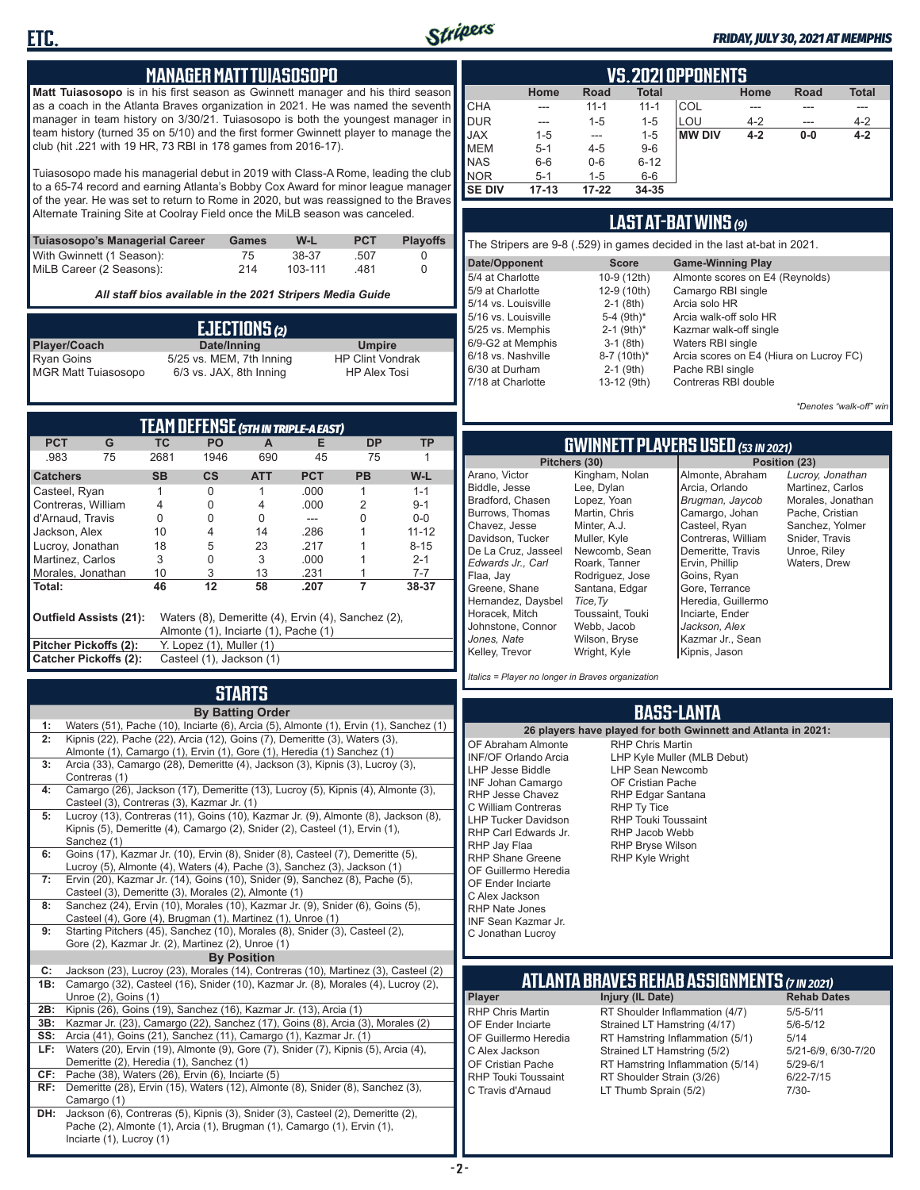## MANAGER MATT TUIASOSOPO

**Matt Tuiasosopo** is in his first season as Gwinnett manager and his third season as a coach in the Atlanta Braves organization in 2021. He was named the seventh manager in team history on 3/30/21. Tuiasosopo is both the youngest manager in team history (turned 35 on 5/10) and the first former Gwinnett player to manage the club (hit .221 with 19 HR, 73 RBI in 178 games from 2016-17).

Tuiasosopo made his managerial debut in 2019 with Class-A Rome, leading the club to a 65-74 record and earning Atlanta's Bobby Cox Award for minor league manager of the year. He was set to return to Rome in 2020, but was reassigned to the Braves Alternate Training Site at Coolray Field once the MiLB season was canceled.

| Tuiasosopo's Managerial Career | Games | W-L | PCT | Playoffs |
|---|---|---|---|---|
| With Gwinnett (1 Season): | 75 | 38-37 | .507 | 0 |
| MiLB Career (2 Seasons): | 214 | 103-111 | .481 | 0 |

*All staff bios available in the 2021 Stripers Media Guide*

## EJECTIONS (2)

| Player/Coach | Date/Inning | Umpire |
|---|---|---|
| Ryan Goins | 5/25 vs. MEM, 7th Inning | HP Clint Vondrak |
| MGR Matt Tuiasosopo | 6/3 vs. JAX, 8th Inning | HP Alex Tosi |

## TEAM DEFENSE (5TH IN TRIPLE-A EAST)

| PCT | G | TC | PO | A | E | DP | TP |
|---|---|---|---|---|---|---|---|
| .983 | 75 | 2681 | 1946 | 690 | 45 | 75 | 1 |

| Catchers | SB | CS | ATT | PCT | PB | W-L |
|---|---|---|---|---|---|---|
| Casteel, Ryan | 1 | 0 | 1 | .000 | 1 | 1-1 |
| Contreras, William | 4 | 0 | 4 | .000 | 2 | 9-1 |
| d'Arnaud, Travis | 0 | 0 | 0 | --- | 0 | 0-0 |
| Jackson, Alex | 10 | 4 | 14 | .286 | 1 | 11-12 |
| Lucroy, Jonathan | 18 | 5 | 23 | .217 | 1 | 8-15 |
| Martinez, Carlos | 3 | 0 | 3 | .000 | 1 | 2-1 |
| Morales, Jonathan | 10 | 3 | 13 | .231 | 1 | 7-7 |
| **Total:** | **46** | **12** | **58** | **.207** | **7** | **38-37** |

**Outfield Assists (21):** Waters (8), Demeritte (4), Ervin (4), Sanchez (2), Almonte (1), Inciarte (1), Pache (1)
**Pitcher Pickoffs (2):** Y. Lopez (1), Muller (1)
**Catcher Pickoffs (2):** Casteel (1), Jackson (1)

## STARTS

**By Batting Order**

| | |
|---|---|
| 1: | Waters (51), Pache (10), Inciarte (6), Arcia (5), Almonte (1), Ervin (1), Sanchez (1) |
| 2: | Kipnis (22), Pache (22), Arcia (12), Goins (7), Demeritte (3), Waters (3), Almonte (1), Camargo (1), Ervin (1), Gore (1), Heredia (1) Sanchez (1) |
| 3: | Arcia (33), Camargo (28), Demeritte (4), Jackson (3), Kipnis (3), Lucroy (3), Contreras (1) |
| 4: | Camargo (26), Jackson (17), Demeritte (13), Lucroy (5), Kipnis (4), Almonte (3), Casteel (3), Contreras (3), Kazmar Jr. (1) |
| 5: | Lucroy (13), Contreras (11), Goins (10), Kazmar Jr. (9), Almonte (8), Jackson (8), Kipnis (5), Demeritte (4), Camargo (2), Snider (2), Casteel (1), Ervin (1), Sanchez (1) |
| 6: | Goins (17), Kazmar Jr. (10), Ervin (8), Snider (8), Casteel (7), Demeritte (5), Lucroy (5), Almonte (4), Waters (4), Pache (3), Sanchez (3), Jackson (1) |
| 7: | Ervin (20), Kazmar Jr. (14), Goins (10), Snider (9), Sanchez (8), Pache (5), Casteel (3), Demeritte (3), Morales (2), Almonte (1) |
| 8: | Sanchez (24), Ervin (10), Morales (10), Kazmar Jr. (9), Snider (6), Goins (5), Casteel (4), Gore (4), Brugman (1), Martinez (1), Unroe (1) |
| 9: | Starting Pitchers (45), Sanchez (10), Morales (8), Snider (3), Casteel (2), Gore (2), Kazmar Jr. (2), Martinez (2), Unroe (1) |

**By Position**

| | |
|---|---|
| C: | Jackson (23), Lucroy (23), Morales (14), Contreras (10), Martinez (3), Casteel (2) |
| 1B: | Camargo (32), Casteel (16), Snider (10), Kazmar Jr. (8), Morales (4), Lucroy (2), Unroe (2), Goins (1) |
| 2B: | Kipnis (26), Goins (19), Sanchez (16), Kazmar Jr. (13), Arcia (1) |
| 3B: | Kazmar Jr. (23), Camargo (22), Sanchez (17), Goins (8), Arcia (3), Morales (2) |
| SS: | Arcia (41), Goins (21), Sanchez (11), Camargo (1), Kazmar Jr. (1) |
| LF: | Waters (20), Ervin (19), Almonte (9), Gore (7), Snider (7), Kipnis (5), Arcia (4), Demeritte (2), Heredia (1), Sanchez (1) |
| CF: | Pache (38), Waters (26), Ervin (6), Inciarte (5) |
| RF: | Demeritte (28), Ervin (15), Waters (12), Almonte (8), Snider (8), Sanchez (3), Camargo (1) |
| DH: | Jackson (6), Contreras (5), Kipnis (3), Snider (3), Casteel (2), Demeritte (2), Pache (2), Almonte (1), Arcia (1), Brugman (1), Camargo (1), Ervin (1), Inciarte (1), Lucroy (1) |

## VS. 2021 OPPONENTS

| | Home | Road | Total | | Home | Road | Total |
|---|---|---|---|---|---|---|---|
| CHA | --- | 11-1 | 11-1 | COL | --- | --- | --- |
| DUR | --- | 1-5 | 1-5 | LOU | 4-2 | --- | 4-2 |
| JAX | 1-5 | --- | 1-5 | **MW DIV** | **4-2** | **0-0** | **4-2** |
| MEM | 5-1 | 4-5 | 9-6 | | | | |
| NAS | 6-6 | 0-6 | 6-12 | | | | |
| NOR | 5-1 | 1-5 | 6-6 | | | | |
| **SE DIV** | **17-13** | **17-22** | **34-35** | | | | |

## LAST AT-BAT WINS (9)

The Stripers are 9-8 (.529) in games decided in the last at-bat in 2021.

| Date/Opponent | Score | Game-Winning Play |
|---|---|---|
| 5/4 at Charlotte | 10-9 (12th) | Almonte scores on E4 (Reynolds) |
| 5/9 at Charlotte | 12-9 (10th) | Camargo RBI single |
| 5/14 vs. Louisville | 2-1 (8th) | Arcia solo HR |
| 5/16 vs. Louisville | 5-4 (9th)* | Arcia walk-off solo HR |
| 5/25 vs. Memphis | 2-1 (9th)* | Kazmar walk-off single |
| 6/9-G2 at Memphis | 3-1 (8th) | Waters RBI single |
| 6/18 vs. Nashville | 8-7 (10th)* | Arcia scores on E4 (Hiura on Lucroy FC) |
| 6/30 at Durham | 2-1 (9th) | Pache RBI single |
| 7/18 at Charlotte | 13-12 (9th) | Contreras RBI double |

*\*Denotes "walk-off" win*

## GWINNETT PLAYERS USED (53 IN 2021)

**Pitchers (30)**
Arano, Victor
Biddle, Jesse
Bradford, Chasen
Burrows, Thomas
Chavez, Jesse
Davidson, Tucker
De La Cruz, Jasseel
*Edwards Jr., Carl*
Flaa, Jay
Greene, Shane
Hernandez, Daysbel
Horacek, Mitch
Johnstone, Connor
*Jones, Nate*
Kelley, Trevor
Kingham, Nolan
Lee, Dylan
Lopez, Yoan
Martin, Chris
Minter, A.J.
Muller, Kyle
Newcomb, Sean
Roark, Tanner
Rodriguez, Jose
Santana, Edgar
*Tice, Ty*
Toussaint, Touki
Webb, Jacob
Wilson, Bryse
Wright, Kyle

**Position (23)**
Almonte, Abraham
Arcia, Orlando
*Brugman, Jaycob*
Camargo, Johan
Casteel, Ryan
Contreras, William
Demeritte, Travis
Ervin, Phillip
Goins, Ryan
Gore, Terrance
Heredia, Guillermo
Inciarte, Ender
*Jackson, Alex*
Kazmar Jr., Sean
Kipnis, Jason
*Lucroy, Jonathan*
Martinez, Carlos
Morales, Jonathan
Pache, Cristian
Sanchez, Yolmer
Snider, Travis
Unroe, Riley
Waters, Drew

*Italics = Player no longer in Braves organization*

## BASS-LANTA

**26 players have played for both Gwinnett and Atlanta in 2021:**

OF Abraham Almonte
INF/OF Orlando Arcia
LHP Jesse Biddle
INF Johan Camargo
RHP Jesse Chavez
C William Contreras
LHP Tucker Davidson
RHP Carl Edwards Jr.
RHP Jay Flaa
RHP Shane Greene
OF Guillermo Heredia
OF Ender Inciarte
C Alex Jackson
RHP Nate Jones
INF Sean Kazmar Jr.
C Jonathan Lucroy
RHP Chris Martin
LHP Kyle Muller (MLB Debut)
LHP Sean Newcomb
OF Cristian Pache
RHP Edgar Santana
RHP Ty Tice
RHP Touki Toussaint
RHP Jacob Webb
RHP Bryse Wilson
RHP Kyle Wright

## ATLANTA BRAVES REHAB ASSIGNMENTS (7 IN 2021)

| Player | Injury (IL Date) | Rehab Dates |
|---|---|---|
| RHP Chris Martin | RT Shoulder Inflammation (4/7) | 5/5-5/11 |
| OF Ender Inciarte | Strained LT Hamstring (4/17) | 5/6-5/12 |
| OF Guillermo Heredia | RT Hamstring Inflammation (5/1) | 5/14 |
| C Alex Jackson | Strained LT Hamstring (5/2) | 5/21-6/9, 6/30-7/20 |
| OF Cristian Pache | RT Hamstring Inflammation (5/14) | 5/29-6/1 |
| RHP Touki Toussaint | RT Shoulder Strain (3/26) | 6/22-7/15 |
| C Travis d'Arnaud | LT Thumb Sprain (5/2) | 7/30- |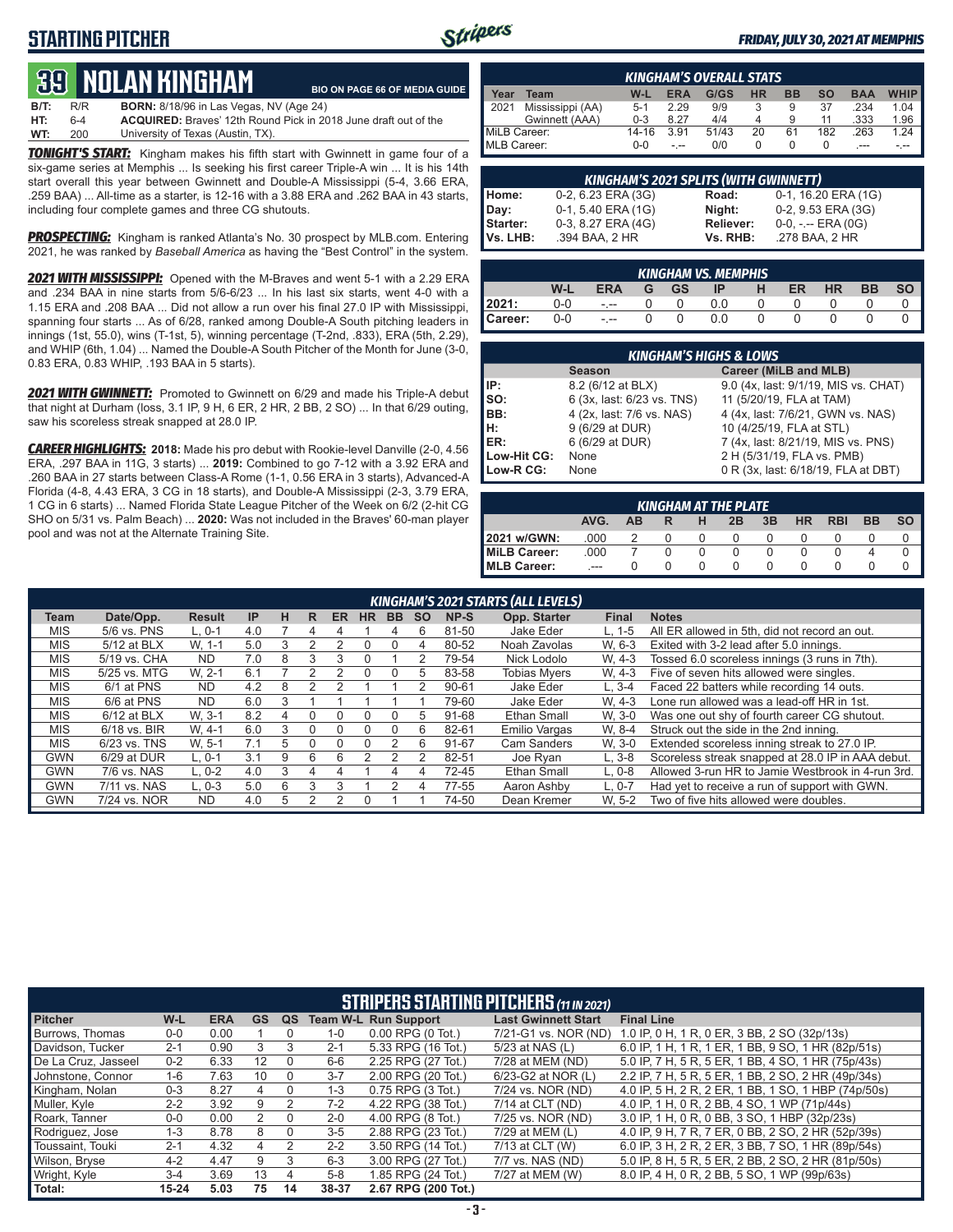# STARTING PITCHER

*FRIDAY, JULY 30, 2021 AT MEMPHIS*

## 39 NOLAN KINGHAM

BIO ON PAGE 66 OF MEDIA GUIDE

**B/T:** R/R **BORN:** 8/18/96 in Las Vegas, NV (Age 24)
**HT:** 6-4 **ACQUIRED:** Braves' 12th Round Pick in 2018 June draft out of the
**WT:** 200 University of Texas (Austin, TX).

***TONIGHT'S START:*** Kingham makes his fifth start with Gwinnett in game four of a six-game series at Memphis ... Is seeking his first career Triple-A win ... It is his 14th start overall this year between Gwinnett and Double-A Mississippi (5-4, 3.66 ERA, .259 BAA) ... All-time as a starter, is 12-16 with a 3.88 ERA and .262 BAA in 43 starts, including four complete games and three CG shutouts.

***PROSPECTING:*** Kingham is ranked Atlanta's No. 30 prospect by MLB.com. Entering 2021, he was ranked by *Baseball America* as having the "Best Control" in the system.

***2021 WITH MISSISSIPPI:*** Opened with the M-Braves and went 5-1 with a 2.29 ERA and .234 BAA in nine starts from 5/6-6/23 ... In his last six starts, went 4-0 with a 1.15 ERA and .208 BAA ... Did not allow a run over his final 27.0 IP with Mississippi, spanning four starts ... As of 6/28, ranked among Double-A South pitching leaders in innings (1st, 55.0), wins (T-1st, 5), winning percentage (T-2nd, .833), ERA (5th, 2.29), and WHIP (6th, 1.04) ... Named the Double-A South Pitcher of the Month for June (3-0, 0.83 ERA, 0.83 WHIP, .193 BAA in 5 starts).

***2021 WITH GWINNETT:*** Promoted to Gwinnett on 6/29 and made his Triple-A debut that night at Durham (loss, 3.1 IP, 9 H, 6 ER, 2 HR, 2 BB, 2 SO) ... In that 6/29 outing, saw his scoreless streak snapped at 28.0 IP.

***CAREER HIGHLIGHTS:*** **2018:** Made his pro debut with Rookie-level Danville (2-0, 4.56 ERA, .297 BAA in 11G, 3 starts) ... **2019:** Combined to go 7-12 with a 3.92 ERA and .260 BAA in 27 starts between Class-A Rome (1-1, 0.56 ERA in 3 starts), Advanced-A Florida (4-8, 4.43 ERA, 3 CG in 18 starts), and Double-A Mississippi (2-3, 3.79 ERA, 1 CG in 6 starts) ... Named Florida State League Pitcher of the Week on 6/2 (2-hit CG SHO on 5/31 vs. Palm Beach) ... **2020:** Was not included in the Braves' 60-man player pool and was not at the Alternate Training Site.

### KINGHAM'S OVERALL STATS

| Year | Team | W-L | ERA | G/GS | HR | BB | SO | BAA | WHIP |
|---|---|---|---|---|---|---|---|---|---|
| 2021 | Mississippi (AA) | 5-1 | 2.29 | 9/9 | 3 | 9 | 37 | .234 | 1.04 |
| | Gwinnett (AAA) | 0-3 | 8.27 | 4/4 | 4 | 9 | 11 | .333 | 1.96 |
| MiLB Career: | | 14-16 | 3.91 | 51/43 | 20 | 61 | 182 | .263 | 1.24 |
| MLB Career: | | 0-0 | -.-- | 0/0 | 0 | 0 | 0 | .--- | -.-- |

### KINGHAM'S 2021 SPLITS (WITH GWINNETT)

| | | | |
|---|---|---|---|
| Home: | 0-2, 6.23 ERA (3G) | Road: | 0-1, 16.20 ERA (1G) |
| Day: | 0-1, 5.40 ERA (1G) | Night: | 0-2, 9.53 ERA (3G) |
| Starter: | 0-3, 8.27 ERA (4G) | Reliever: | 0-0, -.-- ERA (0G) |
| Vs. LHB: | .394 BAA, 2 HR | Vs. RHB: | .278 BAA, 2 HR |

### KINGHAM VS. MEMPHIS

| | W-L | ERA | G | GS | IP | H | ER | HR | BB | SO |
|---|---|---|---|---|---|---|---|---|---|---|
| 2021: | 0-0 | -.-- | 0 | 0 | 0.0 | 0 | 0 | 0 | 0 | 0 |
| Career: | 0-0 | -.-- | 0 | 0 | 0.0 | 0 | 0 | 0 | 0 | 0 |

### KINGHAM'S HIGHS & LOWS

| | Season | Career (MiLB and MLB) |
|---|---|---|
| IP: | 8.2 (6/12 at BLX) | 9.0 (4x, last: 9/1/19, MIS vs. CHAT) |
| SO: | 6 (3x, last: 6/23 vs. TNS) | 11 (5/20/19, FLA at TAM) |
| BB: | 4 (2x, last: 7/6 vs. NAS) | 4 (4x, last: 7/6/21, GWN vs. NAS) |
| H: | 9 (6/29 at DUR) | 10 (4/25/19, FLA at STL) |
| ER: | 6 (6/29 at DUR) | 7 (4x, last: 8/21/19, MIS vs. PNS) |
| Low-Hit CG: | None | 2 H (5/31/19, FLA vs. PMB) |
| Low-R CG: | None | 0 R (3x, last: 6/18/19, FLA at DBT) |

### KINGHAM AT THE PLATE

| | AVG. | AB | R | H | 2B | 3B | HR | RBI | BB | SO |
|---|---|---|---|---|---|---|---|---|---|---|
| 2021 w/GWN: | .000 | 2 | 0 | 0 | 0 | 0 | 0 | 0 | 0 | 0 |
| MiLB Career: | .000 | 7 | 0 | 0 | 0 | 0 | 0 | 0 | 4 | 0 |
| MLB Career: | .--- | 0 | 0 | 0 | 0 | 0 | 0 | 0 | 0 | 0 |

### KINGHAM'S 2021 STARTS (ALL LEVELS)

| Team | Date/Opp. | Result | IP | H | R | ER | HR | BB | SO | NP-S | Opp. Starter | Final | Notes |
|---|---|---|---|---|---|---|---|---|---|---|---|---|---|
| MIS | 5/6 vs. PNS | L, 0-1 | 4.0 | 7 | 4 | 4 | 1 | 4 | 6 | 81-50 | Jake Eder | L, 1-5 | All ER allowed in 5th, did not record an out. |
| MIS | 5/12 at BLX | W, 1-1 | 5.0 | 3 | 2 | 2 | 0 | 0 | 4 | 80-52 | Noah Zavolas | W, 6-3 | Exited with 3-2 lead after 5.0 innings. |
| MIS | 5/19 vs. CHA | ND | 7.0 | 8 | 3 | 3 | 0 | 1 | 2 | 79-54 | Nick Lodolo | W, 4-3 | Tossed 6.0 scoreless innings (3 runs in 7th). |
| MIS | 5/25 vs. MTG | W, 2-1 | 6.1 | 7 | 2 | 2 | 0 | 0 | 5 | 83-58 | Tobias Myers | W, 4-3 | Five of seven hits allowed were singles. |
| MIS | 6/1 at PNS | ND | 4.2 | 8 | 2 | 2 | 1 | 1 | 2 | 90-61 | Jake Eder | L, 3-4 | Faced 22 batters while recording 14 outs. |
| MIS | 6/6 at PNS | ND | 6.0 | 3 | 1 | 1 | 1 | 1 | 1 | 79-60 | Jake Eder | W, 4-3 | Lone run allowed was a lead-off HR in 1st. |
| MIS | 6/12 at BLX | W, 3-1 | 8.2 | 4 | 0 | 0 | 0 | 0 | 5 | 91-68 | Ethan Small | W, 3-0 | Was one out shy of fourth career CG shutout. |
| MIS | 6/18 vs. BIR | W, 4-1 | 6.0 | 3 | 0 | 0 | 0 | 0 | 6 | 82-61 | Emilio Vargas | W, 8-4 | Struck out the side in the 2nd inning. |
| MIS | 6/23 vs. TNS | W, 5-1 | 7.1 | 5 | 0 | 0 | 0 | 2 | 6 | 91-67 | Cam Sanders | W, 3-0 | Extended scoreless inning streak to 27.0 IP. |
| GWN | 6/29 at DUR | L, 0-1 | 3.1 | 9 | 6 | 6 | 2 | 2 | 2 | 82-51 | Joe Ryan | L, 3-8 | Scoreless streak snapped at 28.0 IP in AAA debut. |
| GWN | 7/6 vs. NAS | L, 0-2 | 4.0 | 3 | 4 | 4 | 1 | 4 | 4 | 72-45 | Ethan Small | L, 0-8 | Allowed 3-run HR to Jamie Westbrook in 4-run 3rd. |
| GWN | 7/11 vs. NAS | L, 0-3 | 5.0 | 6 | 3 | 3 | 1 | 2 | 4 | 77-55 | Aaron Ashby | L, 0-7 | Had yet to receive a run of support with GWN. |
| GWN | 7/24 vs. NOR | ND | 4.0 | 5 | 2 | 2 | 0 | 1 | 1 | 74-50 | Dean Kremer | W, 5-2 | Two of five hits allowed were doubles. |

### STRIPERS STARTING PITCHERS (11 IN 2021)

| Pitcher | W-L | ERA | GS | QS | Team W-L | Run Support | Last Gwinnett Start | Final Line |
|---|---|---|---|---|---|---|---|---|
| Burrows, Thomas | 0-0 | 0.00 | 1 | 0 | 1-0 | 0.00 RPG (0 Tot.) | 7/21-G1 vs. NOR (ND) | 1.0 IP, 0 H, 1 R, 0 ER, 3 BB, 2 SO (32p/13s) |
| Davidson, Tucker | 2-1 | 0.90 | 3 | 3 | 2-1 | 5.33 RPG (16 Tot.) | 5/23 at NAS (L) | 6.0 IP, 1 H, 1 R, 1 ER, 1 BB, 9 SO, 1 HR (82p/51s) |
| De La Cruz, Jasseel | 0-2 | 6.33 | 12 | 0 | 6-6 | 2.25 RPG (27 Tot.) | 7/28 at MEM (ND) | 5.0 IP, 7 H, 5 R, 5 ER, 1 BB, 4 SO, 1 HR (75p/43s) |
| Johnstone, Connor | 1-6 | 7.63 | 10 | 0 | 3-7 | 2.00 RPG (20 Tot.) | 6/23-G2 at NOR (L) | 2.2 IP, 7 H, 5 R, 5 ER, 1 BB, 2 SO, 2 HR (49p/34s) |
| Kingham, Nolan | 0-3 | 8.27 | 4 | 0 | 1-3 | 0.75 RPG (3 Tot.) | 7/24 vs. NOR (ND) | 4.0 IP, 5 H, 2 R, 2 ER, 1 BB, 1 SO, 1 HBP (74p/50s) |
| Muller, Kyle | 2-2 | 3.92 | 9 | 2 | 7-2 | 4.22 RPG (38 Tot.) | 7/14 at CLT (ND) | 4.0 IP, 1 H, 0 R, 2 BB, 4 SO, 1 WP (71p/44s) |
| Roark, Tanner | 0-0 | 0.00 | 2 | 0 | 2-0 | 4.00 RPG (8 Tot.) | 7/25 vs. NOR (ND) | 3.0 IP, 1 H, 0 R, 0 BB, 3 SO, 1 HBP (32p/23s) |
| Rodriguez, Jose | 1-3 | 8.78 | 8 | 0 | 3-5 | 2.88 RPG (23 Tot.) | 7/29 at MEM (L) | 4.0 IP, 9 H, 7 R, 7 ER, 0 BB, 2 SO, 2 HR (52p/39s) |
| Toussaint, Touki | 2-1 | 4.32 | 4 | 2 | 2-2 | 3.50 RPG (14 Tot.) | 7/13 at CLT (W) | 6.0 IP, 3 H, 2 R, 2 ER, 3 BB, 7 SO, 1 HR (89p/54s) |
| Wilson, Bryse | 4-2 | 4.47 | 9 | 3 | 6-3 | 3.00 RPG (27 Tot.) | 7/7 vs. NAS (ND) | 5.0 IP, 8 H, 5 R, 5 ER, 2 BB, 2 SO, 2 HR (81p/50s) |
| Wright, Kyle | 3-4 | 3.69 | 13 | 4 | 5-8 | 1.85 RPG (24 Tot.) | 7/27 at MEM (W) | 8.0 IP, 4 H, 0 R, 2 BB, 5 SO, 1 WP (99p/63s) |
| Total: | 15-24 | 5.03 | 75 | 14 | 38-37 | 2.67 RPG (200 Tot.) | | |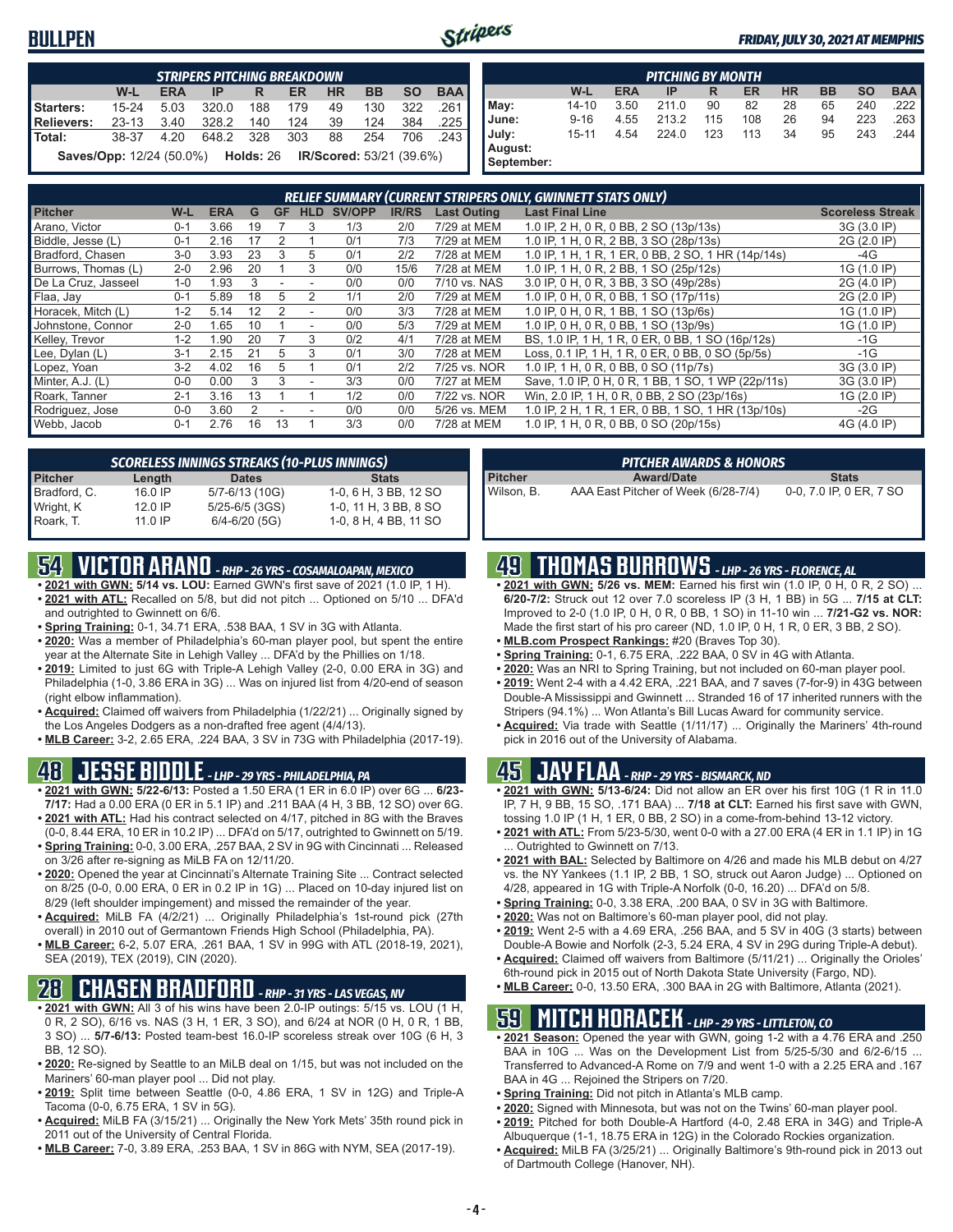# BULLPEN

*FRIDAY, JULY 30, 2021 AT MEMPHIS*

| STRIPERS PITCHING BREAKDOWN | W-L | ERA | IP | R | ER | HR | BB | SO | BAA |
|---|---|---|---|---|---|---|---|---|---|
| Starters: | 15-24 | 5.03 | 320.0 | 188 | 179 | 49 | 130 | 322 | .261 |
| Relievers: | 23-13 | 3.40 | 328.2 | 140 | 124 | 39 | 124 | 384 | .225 |
| Total: | 38-37 | 4.20 | 648.2 | 328 | 303 | 88 | 254 | 706 | .243 |

**Saves/Opp:** 12/24 (50.0%) **Holds:** 26 **IR/Scored:** 53/21 (39.6%)

| PITCHING BY MONTH | W-L | ERA | IP | R | ER | HR | BB | SO | BAA |
|---|---|---|---|---|---|---|---|---|---|
| May: | 14-10 | 3.50 | 211.0 | 90 | 82 | 28 | 65 | 240 | .222 |
| June: | 9-16 | 4.55 | 213.2 | 115 | 108 | 26 | 94 | 223 | .263 |
| July: | 15-11 | 4.54 | 224.0 | 123 | 113 | 34 | 95 | 243 | .244 |
| August: | | | | | | | | | |
| September: | | | | | | | | | |

## RELIEF SUMMARY (CURRENT STRIPERS ONLY, GWINNETT STATS ONLY)

| Pitcher | W-L | ERA | G | GF | HLD | SV/OPP | IR/RS | Last Outing | Last Final Line | Scoreless Streak |
|---|---|---|---|---|---|---|---|---|---|---|
| Arano, Victor | 0-1 | 3.66 | 19 | 7 | 3 | 1/3 | 2/0 | 7/29 at MEM | 1.0 IP, 2 H, 0 R, 0 BB, 2 SO (13p/13s) | 3G (3.0 IP) |
| Biddle, Jesse (L) | 0-1 | 2.16 | 17 | 2 | 1 | 0/1 | 7/3 | 7/29 at MEM | 1.0 IP, 1 H, 0 R, 2 BB, 3 SO (28p/13s) | 2G (2.0 IP) |
| Bradford, Chasen | 3-0 | 3.93 | 23 | 3 | 5 | 0/1 | 2/2 | 7/28 at MEM | 1.0 IP, 1 H, 1 R, 1 ER, 0 BB, 2 SO, 1 HR (14p/14s) | -4G |
| Burrows, Thomas (L) | 2-0 | 2.96 | 20 | 1 | 3 | 0/0 | 15/6 | 7/28 at MEM | 1.0 IP, 1 H, 0 R, 2 BB, 1 SO (25p/12s) | 1G (1.0 IP) |
| De La Cruz, Jasseel | 1-0 | 1.93 | 3 | - | - | 0/0 | 0/0 | 7/10 vs. NAS | 3.0 IP, 0 H, 0 R, 3 BB, 3 SO (49p/28s) | 2G (4.0 IP) |
| Flaa, Jay | 0-1 | 5.89 | 18 | 5 | 2 | 1/1 | 2/0 | 7/29 at MEM | 1.0 IP, 0 H, 0 R, 0 BB, 1 SO (17p/11s) | 2G (2.0 IP) |
| Horacek, Mitch (L) | 1-2 | 5.14 | 12 | 2 | - | 0/0 | 3/3 | 7/28 at MEM | 1.0 IP, 0 H, 0 R, 1 BB, 1 SO (13p/6s) | 1G (1.0 IP) |
| Johnstone, Connor | 2-0 | 1.65 | 10 | 1 | - | 0/0 | 5/3 | 7/29 at MEM | 1.0 IP, 0 H, 0 R, 0 BB, 1 SO (13p/9s) | 1G (1.0 IP) |
| Kelley, Trevor | 1-2 | 1.90 | 20 | 7 | 3 | 0/2 | 4/1 | 7/28 at MEM | BS, 1.0 IP, 1 H, 1 R, 0 ER, 0 BB, 1 SO (16p/12s) | -1G |
| Lee, Dylan (L) | 3-1 | 2.15 | 21 | 5 | 3 | 0/1 | 3/0 | 7/28 at MEM | Loss, 0.1 IP, 1 H, 1 R, 0 ER, 0 BB, 0 SO (5p/5s) | -1G |
| Lopez, Yoan | 3-2 | 4.02 | 16 | 5 | 1 | 0/1 | 2/2 | 7/25 vs. NOR | 1.0 IP, 1 H, 0 R, 0 BB, 0 SO (11p/7s) | 3G (3.0 IP) |
| Minter, A.J. (L) | 0-0 | 0.00 | 3 | 3 | - | 3/3 | 0/0 | 7/27 at MEM | Save, 1.0 IP, 0 H, 0 R, 1 BB, 1 SO, 1 WP (22p/11s) | 3G (3.0 IP) |
| Roark, Tanner | 2-1 | 3.16 | 13 | 1 | 1 | 1/2 | 0/0 | 7/22 vs. NOR | Win, 2.0 IP, 1 H, 0 R, 0 BB, 2 SO (23p/16s) | 1G (2.0 IP) |
| Rodriguez, Jose | 0-0 | 3.60 | 2 | - | - | 0/0 | 0/0 | 5/26 vs. MEM | 1.0 IP, 2 H, 1 R, 1 ER, 0 BB, 1 SO, 1 HR (13p/10s) | -2G |
| Webb, Jacob | 0-1 | 2.76 | 16 | 13 | 1 | 3/3 | 0/0 | 7/28 at MEM | 1.0 IP, 1 H, 0 R, 0 BB, 0 SO (20p/15s) | 4G (4.0 IP) |

## SCORELESS INNINGS STREAKS (10-PLUS INNINGS)

| Pitcher | Length | Dates | Stats |
|---|---|---|---|
| Bradford, C. | 16.0 IP | 5/7-6/13 (10G) | 1-0, 6 H, 3 BB, 12 SO |
| Wright, K | 12.0 IP | 5/25-6/5 (3GS) | 1-0, 11 H, 3 BB, 8 SO |
| Roark, T. | 11.0 IP | 6/4-6/20 (5G) | 1-0, 8 H, 4 BB, 11 SO |

## PITCHER AWARDS & HONORS

| Pitcher | Award/Date | Stats |
|---|---|---|
| Wilson, B. | AAA East Pitcher of Week (6/28-7/4) | 0-0, 7.0 IP, 0 ER, 7 SO |

## 54 VICTOR ARANO - RHP - 26 YRS - COSAMALOAPAN, MEXICO

- **2021 with GWN: 5/14 vs. LOU:** Earned GWN's first save of 2021 (1.0 IP, 1 H).
- **2021 with ATL:** Recalled on 5/8, but did not pitch ... Optioned on 5/10 ... DFA'd and outrighted to Gwinnett on 6/6.
- **Spring Training:** 0-1, 34.71 ERA, .538 BAA, 1 SV in 3G with Atlanta.
- **2020:** Was a member of Philadelphia's 60-man player pool, but spent the entire year at the Alternate Site in Lehigh Valley ... DFA'd by the Phillies on 1/18.
- **2019:** Limited to just 6G with Triple-A Lehigh Valley (2-0, 0.00 ERA in 3G) and Philadelphia (1-0, 3.86 ERA in 3G) ... Was on injured list from 4/20-end of season (right elbow inflammation).
- **Acquired:** Claimed off waivers from Philadelphia (1/22/21) ... Originally signed by the Los Angeles Dodgers as a non-drafted free agent (4/4/13).
- **MLB Career:** 3-2, 2.65 ERA, .224 BAA, 3 SV in 73G with Philadelphia (2017-19).

## 48 JESSE BIDDLE - LHP - 29 YRS - PHILADELPHIA, PA

- **2021 with GWN: 5/22-6/13:** Posted a 1.50 ERA (1 ER in 6.0 IP) over 6G ... **6/23-7/17:** Had a 0.00 ERA (0 ER in 5.1 IP) and .211 BAA (4 H, 3 BB, 12 SO) over 6G.
- **2021 with ATL:** Had his contract selected on 4/17, pitched in 8G with the Braves (0-0, 8.44 ERA, 10 ER in 10.2 IP) ... DFA'd on 5/17, outrighted to Gwinnett on 5/19.
- **Spring Training:** 0-0, 3.00 ERA, .257 BAA, 2 SV in 9G with Cincinnati ... Released on 3/26 after re-signing as MiLB FA on 12/11/20.
- **2020:** Opened the year at Cincinnati's Alternate Training Site ... Contract selected on 8/25 (0-0, 0.00 ERA, 0 ER in 0.2 IP in 1G) ... Placed on 10-day injured list on 8/29 (left shoulder impingement) and missed the remainder of the year.
- **Acquired:** MiLB FA (4/2/21) ... Originally Philadelphia's 1st-round pick (27th overall) in 2010 out of Germantown Friends High School (Philadelphia, PA).
- **MLB Career:** 6-2, 5.07 ERA, .261 BAA, 1 SV in 99G with ATL (2018-19, 2021), SEA (2019), TEX (2019), CIN (2020).

## 28 CHASEN BRADFORD - RHP - 31 YRS - LAS VEGAS, NV

- **2021 with GWN:** All 3 of his wins have been 2.0-IP outings: 5/15 vs. LOU (1 H, 0 R, 2 SO), 6/16 vs. NAS (3 H, 1 ER, 3 SO), and 6/24 at NOR (0 H, 0 R, 1 BB, 3 SO) ... **5/7-6/13:** Posted team-best 16.0-IP scoreless streak over 10G (6 H, 3 BB, 12 SO).
- **2020:** Re-signed by Seattle to an MiLB deal on 1/15, but was not included on the Mariners' 60-man player pool ... Did not play.
- **2019:** Split time between Seattle (0-0, 4.86 ERA, 1 SV in 12G) and Triple-A Tacoma (0-0, 6.75 ERA, 1 SV in 5G).
- **Acquired:** MiLB FA (3/15/21) ... Originally the New York Mets' 35th round pick in 2011 out of the University of Central Florida.
- **MLB Career:** 7-0, 3.89 ERA, .253 BAA, 1 SV in 86G with NYM, SEA (2017-19).

## 49 THOMAS BURROWS - LHP - 26 YRS - FLORENCE, AL

- **2021 with GWN: 5/26 vs. MEM:** Earned his first win (1.0 IP, 0 H, 0 R, 2 SO) ... **6/20-7/2:** Struck out 12 over 7.0 scoreless IP (3 H, 1 BB) in 5G ... **7/15 at CLT:** Improved to 2-0 (1.0 IP, 0 H, 0 R, 0 BB, 1 SO) in 11-10 win ... **7/21-G2 vs. NOR:** Made the first start of his pro career (ND, 1.0 IP, 0 H, 1 R, 0 ER, 3 BB, 2 SO).
- **MLB.com Prospect Rankings:** #20 (Braves Top 30).
- **Spring Training:** 0-1, 6.75 ERA, .222 BAA, 0 SV in 4G with Atlanta.
- **2020:** Was an NRI to Spring Training, but not included on 60-man player pool.
- **2019:** Went 2-4 with a 4.42 ERA, .221 BAA, and 7 saves (7-for-9) in 43G between Double-A Mississippi and Gwinnett ... Stranded 16 of 17 inherited runners with the Stripers (94.1%) ... Won Atlanta's Bill Lucas Award for community service.
- **Acquired:** Via trade with Seattle (1/11/17) ... Originally the Mariners' 4th-round pick in 2016 out of the University of Alabama.

## 45 JAY FLAA - RHP - 29 YRS - BISMARCK, ND

- **2021 with GWN: 5/13-6/24:** Did not allow an ER over his first 10G (1 R in 11.0 IP, 7 H, 9 BB, 15 SO, .171 BAA) ... **7/18 at CLT:** Earned his first save with GWN, tossing 1.0 IP (1 H, 1 ER, 0 BB, 2 SO) in a come-from-behind 13-12 victory.
- **2021 with ATL:** From 5/23-5/30, went 0-0 with a 27.00 ERA (4 ER in 1.1 IP) in 1G ... Outrighted to Gwinnett on 7/13.
- **2021 with BAL:** Selected by Baltimore on 4/26 and made his MLB debut on 4/27 vs. the NY Yankees (1.1 IP, 2 BB, 1 SO, struck out Aaron Judge) ... Optioned on 4/28, appeared in 1G with Triple-A Norfolk (0-0, 16.20) ... DFA'd on 5/8.
- **Spring Training:** 0-0, 3.38 ERA, .200 BAA, 0 SV in 3G with Baltimore.
- **2020:** Was not on Baltimore's 60-man player pool, did not play.
- **2019:** Went 2-5 with a 4.69 ERA, .256 BAA, and 5 SV in 40G (3 starts) between Double-A Bowie and Norfolk (2-3, 5.24 ERA, 4 SV in 29G during Triple-A debut).
- **Acquired:** Claimed off waivers from Baltimore (5/11/21) ... Originally the Orioles' 6th-round pick in 2015 out of North Dakota State University (Fargo, ND).
- **MLB Career:** 0-0, 13.50 ERA, .300 BAA in 2G with Baltimore, Atlanta (2021).

## 59 MITCH HORACEK - LHP - 29 YRS - LITTLETON, CO

- **2021 Season:** Opened the year with GWN, going 1-2 with a 4.76 ERA and .250 BAA in 10G ... Was on the Development List from 5/25-5/30 and 6/2-6/15 ... Transferred to Advanced-A Rome on 7/9 and went 1-0 with a 2.25 ERA and .167 BAA in 4G ... Rejoined the Stripers on 7/20.
- **Spring Training:** Did not pitch in Atlanta's MLB camp.
- **2020:** Signed with Minnesota, but was not on the Twins' 60-man player pool.
- **2019:** Pitched for both Double-A Hartford (4-0, 2.48 ERA in 34G) and Triple-A Albuquerque (1-1, 18.75 ERA in 12G) in the Colorado Rockies organization.
- **Acquired:** MiLB FA (3/25/21) ... Originally Baltimore's 9th-round pick in 2013 out of Dartmouth College (Hanover, NH).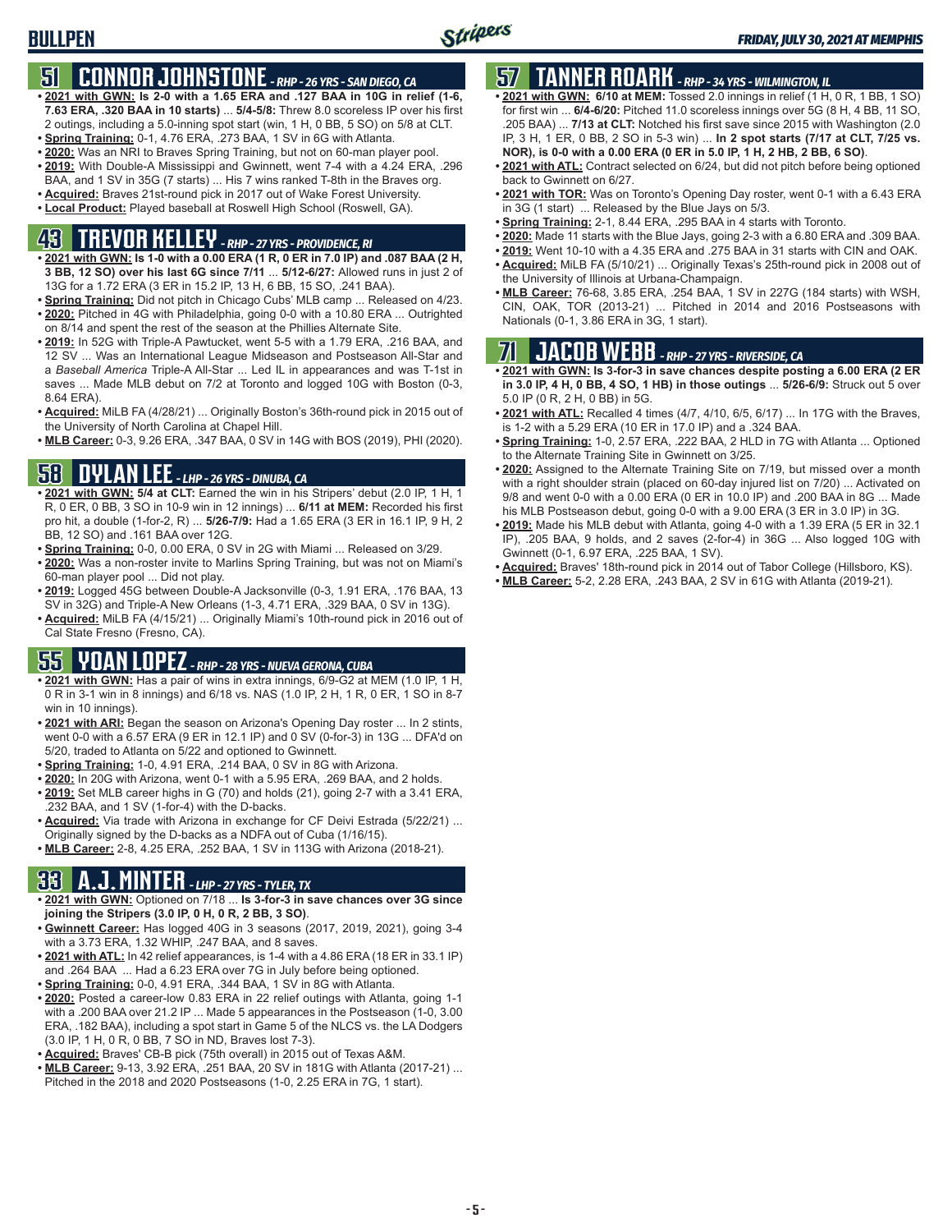# BULLPEN

*FRIDAY, JULY 30, 2021 AT MEMPHIS*

## 51 CONNOR JOHNSTONE - *RHP - 26 YRS - SAN DIEGO, CA*

- **2021 with GWN: Is 2-0 with a 1.65 ERA and .127 BAA in relief in 10G (1-6, 7.63 ERA, .320 BAA in 10 starts)** ... **5/4-5/8:** Threw 8.0 scoreless IP over his first 2 outings, including a 5.0-inning spot start (win, 1 H, 0 BB, 5 SO) on 5/8 at CLT.
- **Spring Training:** 0-1, 4.76 ERA, .273 BAA, 1 SV in 6G with Atlanta.
- **2020:** Was an NRI to Braves Spring Training, but not on 60-man player pool.
- **2019:** With Double-A Mississippi and Gwinnett, went 7-4 with a 4.24 ERA, .296 BAA, and 1 SV in 35G (7 starts) ... His 7 wins ranked T-8th in the Braves org.
- **Acquired:** Braves 21st-round pick in 2017 out of Wake Forest University.
- **Local Product:** Played baseball at Roswell High School (Roswell, GA).

## 43 TREVOR KELLEY - *RHP - 27 YRS - PROVIDENCE, RI*

- **2021 with GWN: Is 1-0 with a 0.00 ERA (1 R, 0 ER in 7.0 IP) and .087 BAA (2 H, 3 BB, 12 SO) over his last 6G since 7/11** ... **5/12-6/27:** Allowed runs in just 2 of 13G for a 1.72 ERA (3 ER in 15.2 IP, 13 H, 6 BB, 15 SO, .241 BAA).
- **Spring Training:** Did not pitch in Chicago Cubs' MLB camp ... Released on 4/23.
- **2020:** Pitched in 4G with Philadelphia, going 0-0 with a 10.80 ERA ... Outrighted on 8/14 and spent the rest of the season at the Phillies Alternate Site.
- **2019:** In 52G with Triple-A Pawtucket, went 5-5 with a 1.79 ERA, .216 BAA, and 12 SV ... Was an International League Midseason and Postseason All-Star and a *Baseball America* Triple-A All-Star ... Led IL in appearances and was T-1st in saves ... Made MLB debut on 7/2 at Toronto and logged 10G with Boston (0-3, 8.64 ERA).
- **Acquired:** MiLB FA (4/28/21) ... Originally Boston's 36th-round pick in 2015 out of the University of North Carolina at Chapel Hill.
- **MLB Career:** 0-3, 9.26 ERA, .347 BAA, 0 SV in 14G with BOS (2019), PHI (2020).

## 58 DYLAN LEE - *LHP - 26 YRS - DINUBA, CA*

- **2021 with GWN: 5/4 at CLT:** Earned the win in his Stripers' debut (2.0 IP, 1 H, 1 R, 0 ER, 0 BB, 3 SO in 10-9 win in 12 innings) ... **6/11 at MEM:** Recorded his first pro hit, a double (1-for-2, R) ... **5/26-7/9:** Had a 1.65 ERA (3 ER in 16.1 IP, 9 H, 2 BB, 12 SO) and .161 BAA over 12G.
- **Spring Training:** 0-0, 0.00 ERA, 0 SV in 2G with Miami ... Released on 3/29.
- **2020:** Was a non-roster invite to Marlins Spring Training, but was not on Miami's 60-man player pool ... Did not play.
- **2019:** Logged 45G between Double-A Jacksonville (0-3, 1.91 ERA, .176 BAA, 13 SV in 32G) and Triple-A New Orleans (1-3, 4.71 ERA, .329 BAA, 0 SV in 13G).
- **Acquired:** MiLB FA (4/15/21) ... Originally Miami's 10th-round pick in 2016 out of Cal State Fresno (Fresno, CA).

## 55 YOAN LOPEZ - *RHP - 28 YRS - NUEVA GERONA, CUBA*

- **2021 with GWN:** Has a pair of wins in extra innings, 6/9-G2 at MEM (1.0 IP, 1 H, 0 R in 3-1 win in 8 innings) and 6/18 vs. NAS (1.0 IP, 2 H, 1 R, 0 ER, 1 SO in 8-7 win in 10 innings).
- **2021 with ARI:** Began the season on Arizona's Opening Day roster ... In 2 stints, went 0-0 with a 6.57 ERA (9 ER in 12.1 IP) and 0 SV (0-for-3) in 13G ... DFA'd on 5/20, traded to Atlanta on 5/22 and optioned to Gwinnett.
- **Spring Training:** 1-0, 4.91 ERA, .214 BAA, 0 SV in 8G with Arizona.
- **2020:** In 20G with Arizona, went 0-1 with a 5.95 ERA, .269 BAA, and 2 holds.
- **2019:** Set MLB career highs in G (70) and holds (21), going 2-7 with a 3.41 ERA, .232 BAA, and 1 SV (1-for-4) with the D-backs.
- **Acquired:** Via trade with Arizona in exchange for CF Deivi Estrada (5/22/21) ... Originally signed by the D-backs as a NDFA out of Cuba (1/16/15).
- **MLB Career:** 2-8, 4.25 ERA, .252 BAA, 1 SV in 113G with Arizona (2018-21).

## 33 A.J. MINTER - *LHP - 27 YRS - TYLER, TX*

- **2021 with GWN:** Optioned on 7/18 ... **Is 3-for-3 in save chances over 3G since joining the Stripers (3.0 IP, 0 H, 0 R, 2 BB, 3 SO)**.
- **Gwinnett Career:** Has logged 40G in 3 seasons (2017, 2019, 2021), going 3-4 with a 3.73 ERA, 1.32 WHIP, .247 BAA, and 8 saves.
- **2021 with ATL:** In 42 relief appearances, is 1-4 with a 4.86 ERA (18 ER in 33.1 IP) and .264 BAA ... Had a 6.23 ERA over 7G in July before being optioned.
- **Spring Training:** 0-0, 4.91 ERA, .344 BAA, 1 SV in 8G with Atlanta.
- **2020:** Posted a career-low 0.83 ERA in 22 relief outings with Atlanta, going 1-1 with a .200 BAA over 21.2 IP ... Made 5 appearances in the Postseason (1-0, 3.00 ERA, .182 BAA), including a spot start in Game 5 of the NLCS vs. the LA Dodgers (3.0 IP, 1 H, 0 R, 0 BB, 7 SO in ND, Braves lost 7-3).
- **Acquired:** Braves' CB-B pick (75th overall) in 2015 out of Texas A&M.
- **MLB Career:** 9-13, 3.92 ERA, .251 BAA, 20 SV in 181G with Atlanta (2017-21) ... Pitched in the 2018 and 2020 Postseasons (1-0, 2.25 ERA in 7G, 1 start).

## 57 TANNER ROARK - *RHP - 34 YRS - WILMINGTON, IL*

- **2021 with GWN: 6/10 at MEM:** Tossed 2.0 innings in relief (1 H, 0 R, 1 BB, 1 SO) for first win ... **6/4-6/20:** Pitched 11.0 scoreless innings over 5G (8 H, 4 BB, 11 SO, .205 BAA) ... **7/13 at CLT:** Notched his first save since 2015 with Washington (2.0 IP, 3 H, 1 ER, 0 BB, 2 SO in 5-3 win) ... **In 2 spot starts (7/17 at CLT, 7/25 vs. NOR), is 0-0 with a 0.00 ERA (0 ER in 5.0 IP, 1 H, 2 HB, 2 BB, 6 SO)**.
- **2021 with ATL:** Contract selected on 6/24, but did not pitch before being optioned back to Gwinnett on 6/27.
- **2021 with TOR:** Was on Toronto's Opening Day roster, went 0-1 with a 6.43 ERA in 3G (1 start) ... Released by the Blue Jays on 5/3.
- **Spring Training:** 2-1, 8.44 ERA, .295 BAA in 4 starts with Toronto.
- **2020:** Made 11 starts with the Blue Jays, going 2-3 with a 6.80 ERA and .309 BAA.
- **2019:** Went 10-10 with a 4.35 ERA and .275 BAA in 31 starts with CIN and OAK.
- **Acquired:** MiLB FA (5/10/21) ... Originally Texas's 25th-round pick in 2008 out of the University of Illinois at Urbana-Champaign.
- **MLB Career:** 76-68, 3.85 ERA, .254 BAA, 1 SV in 227G (184 starts) with WSH, CIN, OAK, TOR (2013-21) ... Pitched in 2014 and 2016 Postseasons with Nationals (0-1, 3.86 ERA in 3G, 1 start).

## 71 JACOB WEBB - *RHP - 27 YRS - RIVERSIDE, CA*

- **2021 with GWN: Is 3-for-3 in save chances despite posting a 6.00 ERA (2 ER in 3.0 IP, 4 H, 0 BB, 4 SO, 1 HB) in those outings** ... **5/26-6/9:** Struck out 5 over 5.0 IP (0 R, 2 H, 0 BB) in 5G.
- **2021 with ATL:** Recalled 4 times (4/7, 4/10, 6/5, 6/17) ... In 17G with the Braves, is 1-2 with a 5.29 ERA (10 ER in 17.0 IP) and a .324 BAA.
- **Spring Training:** 1-0, 2.57 ERA, .222 BAA, 2 HLD in 7G with Atlanta ... Optioned to the Alternate Training Site in Gwinnett on 3/25.
- **2020:** Assigned to the Alternate Training Site on 7/19, but missed over a month with a right shoulder strain (placed on 60-day injured list on 7/20) ... Activated on 9/8 and went 0-0 with a 0.00 ERA (0 ER in 10.0 IP) and .200 BAA in 8G ... Made his MLB Postseason debut, going 0-0 with a 9.00 ERA (3 ER in 3.0 IP) in 3G.
- **2019:** Made his MLB debut with Atlanta, going 4-0 with a 1.39 ERA (5 ER in 32.1 IP), .205 BAA, 9 holds, and 2 saves (2-for-4) in 36G ... Also logged 10G with Gwinnett (0-1, 6.97 ERA, .225 BAA, 1 SV).
- **Acquired:** Braves' 18th-round pick in 2014 out of Tabor College (Hillsboro, KS).
- **MLB Career:** 5-2, 2.28 ERA, .243 BAA, 2 SV in 61G with Atlanta (2019-21).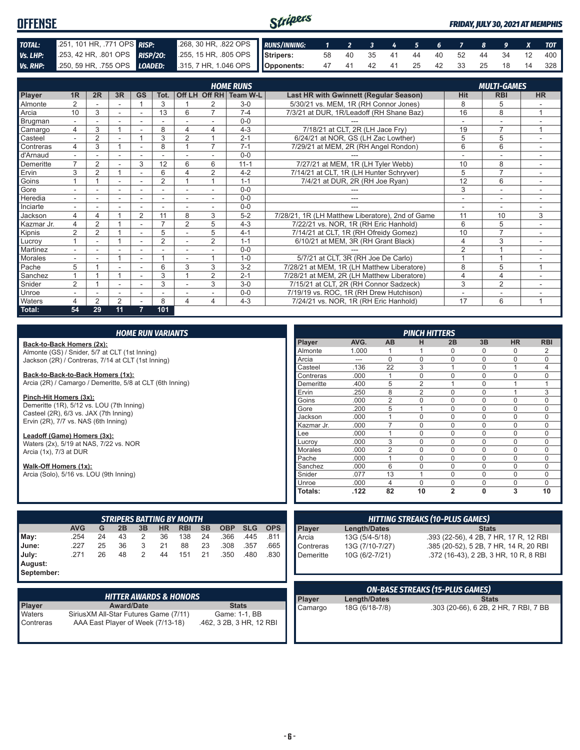# OFFENSE

*FRIDAY, JULY 30, 2021 AT MEMPHIS*

| | | | |
|---|---|---|---|
| **TOTAL:** | .251, 101 HR, .771 OPS | **RISP:** | .268, 30 HR, .822 OPS |
| **Vs. LHP:** | .253, 42 HR, .801 OPS | **RISP/2O:** | .255, 15 HR, .805 OPS |
| **Vs. RHP:** | .250, 59 HR, .755 OPS | **LOADED:** | .315, 7 HR, 1.046 OPS |

| RUNS/INNING: | 1 | 2 | 3 | 4 | 5 | 6 | 7 | 8 | 9 | X | TOT |
|---|---|---|---|---|---|---|---|---|---|---|---|
| Stripers: | 58 | 40 | 35 | 41 | 44 | 40 | 52 | 44 | 34 | 12 | 400 |
| Opponents: | 47 | 41 | 42 | 41 | 25 | 42 | 33 | 25 | 18 | 14 | 328 |

## HOME RUNS / MULTI-GAMES

| Player | 1R | 2R | 3R | GS | Tot. | Off LH | Off RH | Team W-L | Last HR with Gwinnett (Regular Season) | Hit | RBI | HR |
|---|---|---|---|---|---|---|---|---|---|---|---|---|
| Almonte | 2 | - | - | 1 | 3 | 1 | 2 | 3-0 | 5/30/21 vs. MEM, 1R (RH Connor Jones) | 8 | 5 | - |
| Arcia | 10 | 3 | - | - | 13 | 6 | 7 | 7-4 | 7/3/21 at DUR, 1R/Leadoff (RH Shane Baz) | 16 | 8 | 1 |
| Brugman | - | - | - | - | - | - | - | 0-0 | --- | - | - | - |
| Camargo | 4 | 3 | 1 | - | 8 | 4 | 4 | 4-3 | 7/18/21 at CLT, 2R (LH Jace Fry) | 19 | 7 | 1 |
| Casteel | - | 2 | - | 1 | 3 | 2 | 1 | 2-1 | 6/24/21 at NOR, GS (LH Zac Lowther) | 5 | 5 | - |
| Contreras | 4 | 3 | 1 | - | 8 | 1 | 7 | 7-1 | 7/29/21 at MEM, 2R (RH Angel Rondon) | 6 | 6 | - |
| d'Arnaud | - | - | - | - | - | - | - | 0-0 | --- | - | - | - |
| Demeritte | 7 | 2 | - | 3 | 12 | 6 | 6 | 11-1 | 7/27/21 at MEM, 1R (LH Tyler Webb) | 10 | 8 | - |
| Ervin | 3 | 2 | 1 | - | 6 | 4 | 2 | 4-2 | 7/14/21 at CLT, 1R (LH Hunter Schryver) | 5 | 7 | - |
| Goins | 1 | 1 | - | - | 2 | 1 | 1 | 1-1 | 7/4/21 at DUR, 2R (RH Joe Ryan) | 12 | 6 | - |
| Gore | - | - | - | - | - | - | - | 0-0 | --- | 3 | - | - |
| Heredia | - | - | - | - | - | - | - | 0-0 | --- | - | - | - |
| Inciarte | - | - | - | - | - | - | - | 0-0 | --- | - | - | - |
| Jackson | 4 | 4 | 1 | 2 | 11 | 8 | 3 | 5-2 | 7/28/21, 1R (LH Matthew Liberatore), 2nd of Game | 11 | 10 | 3 |
| Kazmar Jr. | 4 | 2 | 1 | - | 7 | 2 | 5 | 4-3 | 7/22/21 vs. NOR, 1R (RH Eric Hanhold) | 6 | 5 | - |
| Kipnis | 2 | 2 | 1 | - | 5 | - | 5 | 4-1 | 7/14/21 at CLT, 1R (RH Ofreidy Gomez) | 10 | 7 | - |
| Lucroy | 1 | - | 1 | - | 2 | - | 2 | 1-1 | 6/10/21 at MEM, 3R (RH Grant Black) | 4 | 3 | - |
| Martinez | - | - | - | - | - | - | - | 0-0 | --- | 2 | 1 | - |
| Morales | - | - | 1 | - | 1 | - | 1 | 1-0 | 5/7/21 at CLT, 3R (RH Joe De Carlo) | 1 | 1 | - |
| Pache | 5 | 1 | - | - | 6 | 3 | 3 | 3-2 | 7/28/21 at MEM, 1R (LH Matthew Liberatore) | 8 | 5 | 1 |
| Sanchez | 1 | 1 | 1 | - | 3 | 1 | 2 | 2-1 | 7/28/21 at MEM, 2R (LH Matthew Liberatore) | 4 | 4 | - |
| Snider | 2 | 1 | - | - | 3 | - | 3 | 3-0 | 7/15/21 at CLT, 2R (RH Connor Sadzeck) | 3 | 2 | - |
| Unroe | - | - | - | - | - | - | - | 0-0 | 7/19/19 vs. ROC, 1R (RH Drew Hutchison) | - | - | - |
| Waters | 4 | 2 | 2 | - | 8 | 4 | 4 | 4-3 | 7/24/21 vs. NOR, 1R (RH Eric Hanhold) | 17 | 6 | 1 |
| **Total:** | **54** | **29** | **11** | **7** | **101** | | | | | | | |

## HOME RUN VARIANTS

**Back-to-Back Homers (2x):**
Almonte (GS) / Snider, 5/7 at CLT (1st Inning)
Jackson (2R) / Contreras, 7/14 at CLT (1st Inning)

**Back-to-Back-to-Back Homers (1x):**
Arcia (2R) / Camargo / Demeritte, 5/8 at CLT (6th Inning)

**Pinch-Hit Homers (3x):**
Demeritte (1R), 5/12 vs. LOU (7th Inning)
Casteel (2R), 6/3 vs. JAX (7th Inning)
Ervin (2R), 7/7 vs. NAS (6th Inning)

**Leadoff (Game) Homers (3x):**
Waters (2x), 5/19 at NAS, 7/22 vs. NOR
Arcia (1x), 7/3 at DUR

**Walk-Off Homers (1x):**
Arcia (Solo), 5/16 vs. LOU (9th Inning)

## PINCH HITTERS

| Player | AVG. | AB | H | 2B | 3B | HR | RBI |
|---|---|---|---|---|---|---|---|
| Almonte | 1.000 | 1 | 1 | 0 | 0 | 0 | 2 |
| Arcia | --- | 0 | 0 | 0 | 0 | 0 | 0 |
| Casteel | .136 | 22 | 3 | 1 | 0 | 1 | 4 |
| Contreras | .000 | 1 | 0 | 0 | 0 | 0 | 0 |
| Demeritte | .400 | 5 | 2 | 1 | 0 | 1 | 1 |
| Ervin | .250 | 8 | 2 | 0 | 0 | 1 | 3 |
| Goins | .000 | 2 | 0 | 0 | 0 | 0 | 0 |
| Gore | .200 | 5 | 1 | 0 | 0 | 0 | 0 |
| Jackson | .000 | 1 | 0 | 0 | 0 | 0 | 0 |
| Kazmar Jr. | .000 | 7 | 0 | 0 | 0 | 0 | 0 |
| Lee | .000 | 1 | 0 | 0 | 0 | 0 | 0 |
| Lucroy | .000 | 3 | 0 | 0 | 0 | 0 | 0 |
| Morales | .000 | 2 | 0 | 0 | 0 | 0 | 0 |
| Pache | .000 | 1 | 0 | 0 | 0 | 0 | 0 |
| Sanchez | .000 | 6 | 0 | 0 | 0 | 0 | 0 |
| Snider | .077 | 13 | 1 | 0 | 0 | 0 | 0 |
| Unroe | .000 | 4 | 0 | 0 | 0 | 0 | 0 |
| **Totals:** | **.122** | **82** | **10** | **2** | **0** | **3** | **10** |

## STRIPERS BATTING BY MONTH

| | AVG | G | 2B | 3B | HR | RBI | SB | OBP | SLG | OPS |
|---|---|---|---|---|---|---|---|---|---|---|
| May: | .254 | 24 | 43 | 2 | 36 | 138 | 24 | .366 | .445 | .811 |
| June: | .227 | 25 | 36 | 3 | 21 | 88 | 23 | .308 | .357 | .665 |
| July: | .271 | 26 | 48 | 2 | 44 | 151 | 21 | .350 | .480 | .830 |
| August: | | | | | | | | | | |
| September: | | | | | | | | | | |

## HITTING STREAKS (10-PLUS GAMES)

| Player | Length/Dates | Stats |
|---|---|---|
| Arcia | 13G (5/4-5/18) | .393 (22-56), 4 2B, 7 HR, 17 R, 12 RBI |
| Contreras | 13G (7/10-7/27) | .385 (20-52), 5 2B, 7 HR, 14 R, 20 RBI |
| Demeritte | 10G (6/2-7/21) | .372 (16-43), 2 2B, 3 HR, 10 R, 8 RBI |

## HITTER AWARDS & HONORS

| Player | Award/Date | Stats |
|---|---|---|
| Waters | SiriusXM All-Star Futures Game (7/11) | Game: 1-1, BB |
| Contreras | AAA East Player of Week (7/13-18) | .462, 3 2B, 3 HR, 12 RBI |

## ON-BASE STREAKS (15-PLUS GAMES)

| Player | Length/Dates | Stats |
|---|---|---|
| Camargo | 18G (6/18-7/8) | .303 (20-66), 6 2B, 2 HR, 7 RBI, 7 BB |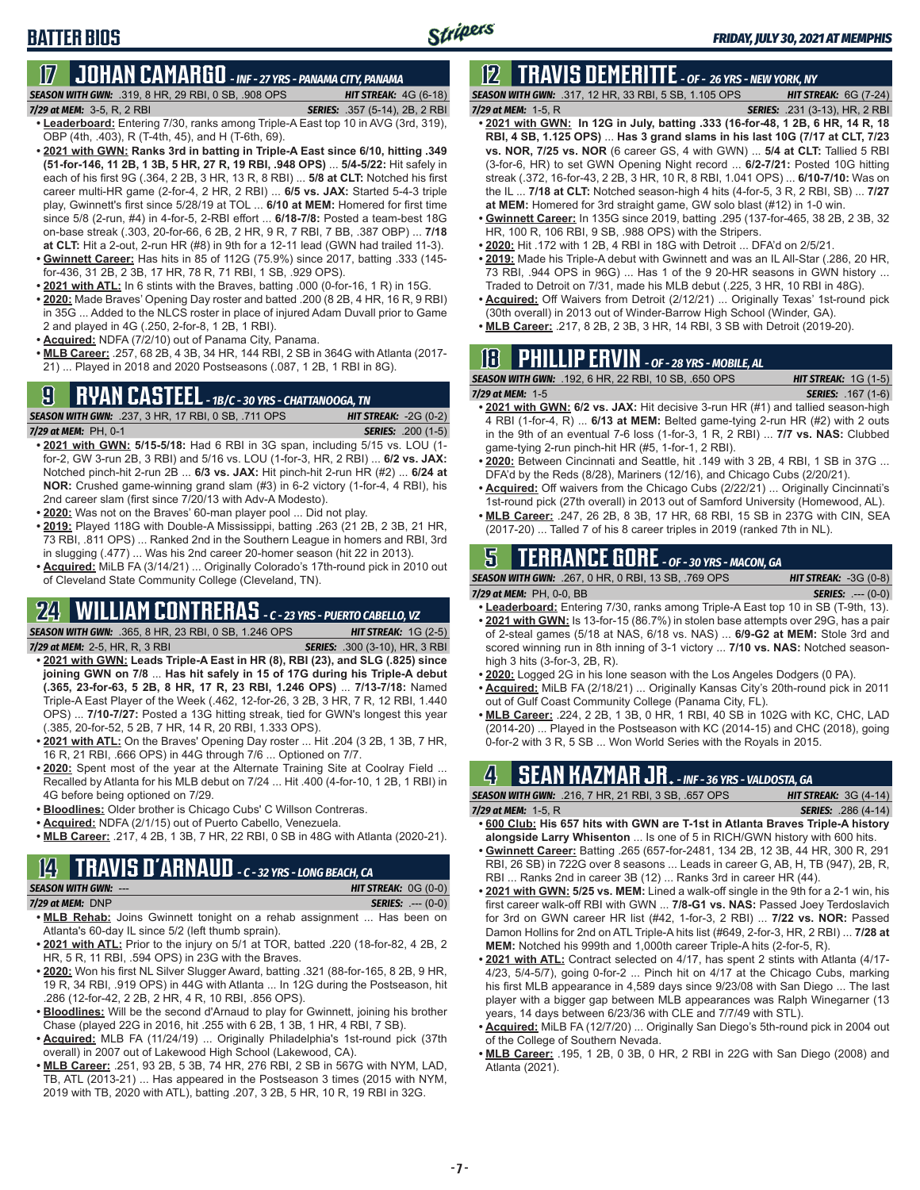## BATTER BIOS

## 17 JOHAN CAMARGO - INF - 27 YRS - PANAMA CITY, PANAMA

**SEASON WITH GWN:** .319, 8 HR, 29 RBI, 0 SB, .908 OPS — **HIT STREAK:** 4G (6-18)
**7/29 at MEM:** 3-5, R, 2 RBI — **SERIES:** .357 (5-14), 2B, 2 RBI

- **Leaderboard:** Entering 7/30, ranks among Triple-A East top 10 in AVG (3rd, .319), OBP (4th, .403), R (T-4th, 45), and H (T-6th, 69).
- **2021 with GWN: Ranks 3rd in batting in Triple-A East since 6/10, hitting .349 (51-for-146, 11 2B, 1 3B, 5 HR, 27 R, 19 RBI, .948 OPS)** ... **5/4-5/22:** Hit safely in each of his first 9G (.364, 2 2B, 3 HR, 13 R, 8 RBI) ... **5/8 at CLT:** Notched his first career multi-HR game (2-for-4, 2 HR, 2 RBI) ... **6/5 vs. JAX:** Started 5-4-3 triple play, Gwinnett's first since 5/28/19 at TOL ... **6/10 at MEM:** Homered for first time since 5/8 (2-run, #4) in 4-for-5, 2-RBI effort ... **6/18-7/8:** Posted a team-best 18G on-base streak (.303, 20-for-66, 6 2B, 2 HR, 9 R, 7 RBI, 7 BB, .387 OBP) ... **7/18 at CLT:** Hit a 2-out, 2-run HR (#8) in 9th for a 12-11 lead (GWN had trailed 11-3).
- **Gwinnett Career:** Has hits in 85 of 112G (75.9%) since 2017, batting .333 (145-for-436, 31 2B, 2 3B, 17 HR, 78 R, 71 RBI, 1 SB, .929 OPS).
- **2021 with ATL:** In 6 stints with the Braves, batting .000 (0-for-16, 1 R) in 15G.
- **2020:** Made Braves' Opening Day roster and batted .200 (8 2B, 4 HR, 16 R, 9 RBI) in 35G ... Added to the NLCS roster in place of injured Adam Duvall prior to Game 2 and played in 4G (.250, 2-for-8, 1 2B, 1 RBI).
- **Acquired:** NDFA (7/2/10) out of Panama City, Panama.
- **MLB Career:** .257, 68 2B, 4 3B, 34 HR, 144 RBI, 2 SB in 364G with Atlanta (2017-21) ... Played in 2018 and 2020 Postseasons (.087, 1 2B, 1 RBI in 8G).

## 9 RYAN CASTEEL - 1B/C - 30 YRS - CHATTANOOGA, TN

**SEASON WITH GWN:** .237, 3 HR, 17 RBI, 0 SB, .711 OPS — **HIT STREAK:** -2G (0-2)
**7/29 at MEM:** PH, 0-1 — **SERIES:** .200 (1-5)

- **2021 with GWN: 5/15-5/18:** Had 6 RBI in 3G span, including 5/15 vs. LOU (1-for-2, GW 3-run 2B, 3 RBI) and 5/16 vs. LOU (1-for-3, HR, 2 RBI) ... **6/2 vs. JAX:** Notched pinch-hit 2-run 2B ... **6/3 vs. JAX:** Hit pinch-hit 2-run HR (#2) ... **6/24 at NOR:** Crushed game-winning grand slam (#3) in 6-2 victory (1-for-4, 4 RBI), his 2nd career slam (first since 7/20/13 with Adv-A Modesto).
- **2020:** Was not on the Braves' 60-man player pool ... Did not play.
- **2019:** Played 118G with Double-A Mississippi, batting .263 (21 2B, 2 3B, 21 HR, 73 RBI, .811 OPS) ... Ranked 2nd in the Southern League in homers and RBI, 3rd in slugging (.477) ... Was his 2nd career 20-homer season (hit 22 in 2013).
- **Acquired:** MiLB FA (3/14/21) ... Originally Colorado's 17th-round pick in 2010 out of Cleveland State Community College (Cleveland, TN).

## 24 WILLIAM CONTRERAS - C - 23 YRS - PUERTO CABELLO, VZ

**SEASON WITH GWN:** .365, 8 HR, 23 RBI, 0 SB, 1.246 OPS — **HIT STREAK:** 1G (2-5)
**7/29 at MEM:** 2-5, HR, R, 3 RBI — **SERIES:** .300 (3-10), HR, 3 RBI

- **2021 with GWN: Leads Triple-A East in HR (8), RBI (23), and SLG (.825) since joining GWN on 7/8** ... **Has hit safely in 15 of 17G during his Triple-A debut (.365, 23-for-63, 5 2B, 8 HR, 17 R, 23 RBI, 1.246 OPS)** ... **7/13-7/18:** Named Triple-A East Player of the Week (.462, 12-for-26, 3 2B, 3 HR, 7 R, 12 RBI, 1.440 OPS) ... **7/10-7/27:** Posted a 13G hitting streak, tied for GWN's longest this year (.385, 20-for-52, 5 2B, 7 HR, 14 R, 20 RBI, 1.333 OPS).
- **2021 with ATL:** On the Braves' Opening Day roster ... Hit .204 (3 2B, 1 3B, 7 HR, 16 R, 21 RBI, .666 OPS) in 44G through 7/6 ... Optioned on 7/7.
- **2020:** Spent most of the year at the Alternate Training Site at Coolray Field ... Recalled by Atlanta for his MLB debut on 7/24 ... Hit .400 (4-for-10, 1 2B, 1 RBI) in 4G before being optioned on 7/29.
- **Bloodlines:** Older brother is Chicago Cubs' C Willson Contreras.
- **Acquired:** NDFA (2/1/15) out of Puerto Cabello, Venezuela.
- **MLB Career:** .217, 4 2B, 1 3B, 7 HR, 22 RBI, 0 SB in 48G with Atlanta (2020-21).

## 14 TRAVIS D'ARNAUD - C - 32 YRS - LONG BEACH, CA

**SEASON WITH GWN:** --- — **HIT STREAK:** 0G (0-0)
**7/29 at MEM:** DNP — **SERIES:** .--- (0-0)

- **MLB Rehab:** Joins Gwinnett tonight on a rehab assignment ... Has been on Atlanta's 60-day IL since 5/2 (left thumb sprain).
- **2021 with ATL:** Prior to the injury on 5/1 at TOR, batted .220 (18-for-82, 4 2B, 2 HR, 5 R, 11 RBI, .594 OPS) in 23G with the Braves.
- **2020:** Won his first NL Silver Slugger Award, batting .321 (88-for-165, 8 2B, 9 HR, 19 R, 34 RBI, .919 OPS) in 44G with Atlanta ... In 12G during the Postseason, hit .286 (12-for-42, 2 2B, 2 HR, 4 R, 10 RBI, .856 OPS).
- **Bloodlines:** Will be the second d'Arnaud to play for Gwinnett, joining his brother Chase (played 22G in 2016, hit .255 with 6 2B, 1 3B, 1 HR, 4 RBI, 7 SB).
- **Acquired:** MLB FA (11/24/19) ... Originally Philadelphia's 1st-round pick (37th overall) in 2007 out of Lakewood High School (Lakewood, CA).
- **MLB Career:** .251, 93 2B, 5 3B, 74 HR, 276 RBI, 2 SB in 567G with NYM, LAD, TB, ATL (2013-21) ... Has appeared in the Postseason 3 times (2015 with NYM, 2019 with TB, 2020 with ATL), batting .207, 3 2B, 5 HR, 10 R, 19 RBI in 32G.

## 12 TRAVIS DEMERITTE - OF - 26 YRS - NEW YORK, NY

**SEASON WITH GWN:** .317, 12 HR, 33 RBI, 5 SB, 1.105 OPS — **HIT STREAK:** 6G (7-24)
**7/29 at MEM:** 1-5, R — **SERIES:** .231 (3-13), HR, 2 RBI

- **2021 with GWN: In 12G in July, batting .333 (16-for-48, 1 2B, 6 HR, 14 R, 18 RBI, 4 SB, 1.125 OPS)** ... **Has 3 grand slams in his last 10G (7/17 at CLT, 7/23 vs. NOR, 7/25 vs. NOR** (6 career GS, 4 with GWN) ... **5/4 at CLT:** Tallied 5 RBI (3-for-6, HR) to set GWN Opening Night record ... **6/2-7/21:** Posted 10G hitting streak (.372, 16-for-43, 2 2B, 3 HR, 10 R, 8 RBI, 1.041 OPS) ... **6/10-7/10:** Was on the IL ... **7/18 at CLT:** Notched season-high 4 hits (4-for-5, 3 R, 2 RBI, SB) ... **7/27 at MEM:** Homered for 3rd straight game, GW solo blast (#12) in 1-0 win.
- **Gwinnett Career:** In 135G since 2019, batting .295 (137-for-465, 38 2B, 2 3B, 32 HR, 100 R, 106 RBI, 9 SB, .988 OPS) with the Stripers.
- **2020:** Hit .172 with 1 2B, 4 RBI in 18G with Detroit ... DFA'd on 2/5/21.
- **2019:** Made his Triple-A debut with Gwinnett and was an IL All-Star (.286, 20 HR, 73 RBI, .944 OPS in 96G) ... Has 1 of the 9 20-HR seasons in GWN history ... Traded to Detroit on 7/31, made his MLB debut (.225, 3 HR, 10 RBI in 48G).
- **Acquired:** Off Waivers from Detroit (2/12/21) ... Originally Texas' 1st-round pick (30th overall) in 2013 out of Winder-Barrow High School (Winder, GA).
- **MLB Career:** .217, 8 2B, 2 3B, 3 HR, 14 RBI, 3 SB with Detroit (2019-20).

## 18 PHILLIP ERVIN - OF - 28 YRS - MOBILE, AL

**SEASON WITH GWN:** .192, 6 HR, 22 RBI, 10 SB, .650 OPS — **HIT STREAK:** 1G (1-5)
**7/29 at MEM:** 1-5 — **SERIES:** .167 (1-6)

- **2021 with GWN: 6/2 vs. JAX:** Hit decisive 3-run HR (#1) and tallied season-high 4 RBI (1-for-4, R) ... **6/13 at MEM:** Belted game-tying 2-run HR (#2) with 2 outs in the 9th of an eventual 7-6 loss (1-for-3, 1 R, 2 RBI) ... **7/7 vs. NAS:** Clubbed game-tying 2-run pinch-hit HR (#5, 1-for-1, 2 RBI).
- **2020:** Between Cincinnati and Seattle, hit .149 with 3 2B, 4 RBI, 1 SB in 37G ... DFA'd by the Reds (8/28), Mariners (12/16), and Chicago Cubs (2/20/21).
- **Acquired:** Off waivers from the Chicago Cubs (2/22/21) ... Originally Cincinnati's 1st-round pick (27th overall) in 2013 out of Samford University (Homewood, AL).
- **MLB Career:** .247, 26 2B, 8 3B, 17 HR, 68 RBI, 15 SB in 237G with CIN, SEA (2017-20) ... Talled 7 of his 8 career triples in 2019 (ranked 7th in NL).

## 5 TERRANCE GORE - OF - 30 YRS - MACON, GA

**SEASON WITH GWN:** .267, 0 HR, 0 RBI, 13 SB, .769 OPS — **HIT STREAK:** -3G (0-8)
**7/29 at MEM:** PH, 0-0, BB — **SERIES:** .--- (0-0)

- **Leaderboard:** Entering 7/30, ranks among Triple-A East top 10 in SB (T-9th, 13).
- **2021 with GWN:** Is 13-for-15 (86.7%) in stolen base attempts over 29G, has a pair of 2-steal games (5/18 at NAS, 6/18 vs. NAS) ... **6/9-G2 at MEM:** Stole 3rd and scored winning run in 8th inning of 3-1 victory ... **7/10 vs. NAS:** Notched season-high 3 hits (3-for-3, 2B, R).
- **2020:** Logged 2G in his lone season with the Los Angeles Dodgers (0 PA).
- **Acquired:** MiLB FA (2/18/21) ... Originally Kansas City's 20th-round pick in 2011 out of Gulf Coast Community College (Panama City, FL).
- **MLB Career:** .224, 2 2B, 1 3B, 0 HR, 1 RBI, 40 SB in 102G with KC, CHC, LAD (2014-20) ... Played in the Postseason with KC (2014-15) and CHC (2018), going 0-for-2 with 3 R, 5 SB ... Won World Series with the Royals in 2015.

## 4 SEAN KAZMAR JR. - INF - 36 YRS - VALDOSTA, GA

**SEASON WITH GWN:** .216, 7 HR, 21 RBI, 3 SB, .657 OPS — **HIT STREAK:** 3G (4-14)
**7/29 at MEM:** 1-5, R — **SERIES:** .286 (4-14)

- **600 Club: His 657 hits with GWN are T-1st in Atlanta Braves Triple-A history alongside Larry Whisenton** ... Is one of 5 in RICH/GWN history with 600 hits.
- **Gwinnett Career:** Batting .265 (657-for-2481, 134 2B, 12 3B, 44 HR, 300 R, 291 RBI, 26 SB) in 722G over 8 seasons ... Leads in career G, AB, H, TB (947), 2B, R, RBI ... Ranks 2nd in career 3B (12) ... Ranks 3rd in career HR (44).
- **2021 with GWN: 5/25 vs. MEM:** Lined a walk-off single in the 9th for a 2-1 win, his first career walk-off RBI with GWN ... **7/8-G1 vs. NAS:** Passed Joey Terdoslavich for 3rd on GWN career HR list (#42, 1-for-3, 2 RBI) ... **7/22 vs. NOR:** Passed Damon Hollins for 2nd on ATL Triple-A hits list (#649, 2-for-3, 2 RBI) ... **7/28 at MEM:** Notched his 999th and 1,000th career Triple-A hits (2-for-5, R).
- **2021 with ATL:** Contract selected on 4/17, has spent 2 stints with Atlanta (4/17-4/23, 5/4-5/7), going 0-for-2 ... Pinch hit on 4/17 at the Chicago Cubs, marking his first MLB appearance in 4,589 days since 9/23/08 with San Diego ... The last player with a bigger gap between MLB appearances was Ralph Winegarner (13 years, 14 days between 6/23/36 with CLE and 7/7/49 with STL).
- **Acquired:** MiLB FA (12/7/20) ... Originally San Diego's 5th-round pick in 2004 out of the College of Southern Nevada.
- **MLB Career:** .195, 1 2B, 0 3B, 0 HR, 2 RBI in 22G with San Diego (2008) and Atlanta (2021).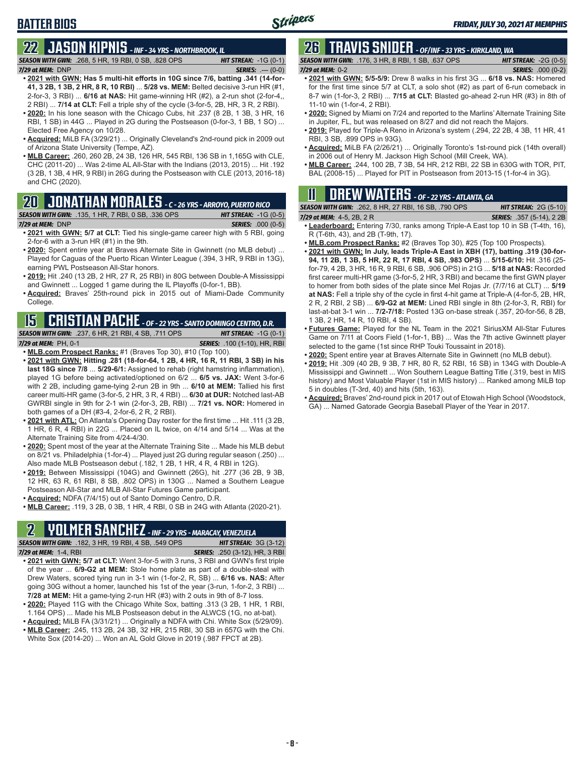# BATTER BIOS

## 22 JASON KIPNIS - INF - 34 YRS - NORTHBROOK, IL

**SEASON WITH GWN:** .268, 5 HR, 19 RBI, 0 SB, .828 OPS **HIT STREAK:** -1G (0-1)
**7/29 at MEM:** DNP **SERIES:** .--- (0-0)

- **2021 with GWN: Has 5 multi-hit efforts in 10G since 7/6, batting .341 (14-for-41, 3 2B, 1 3B, 2 HR, 8 R, 10 RBI)** ... **5/28 vs. MEM:** Belted decisive 3-run HR (#1, 2-for-3, 3 RBI) ... **6/16 at NAS:** Hit game-winning HR (#2), a 2-run shot (2-for-4,, 2 RBI) ... **7/14 at CLT:** Fell a triple shy of the cycle (3-for-5, 2B, HR, 3 R, 2 RBI).
- **2020:** In his lone season with the Chicago Cubs, hit .237 (8 2B, 1 3B, 3 HR, 16 RBI, 1 SB) in 44G ... Played in 2G during the Postseason (0-for-3, 1 BB, 1 SO) ... Elected Free Agency on 10/28.
- **Acquired:** MiLB FA (3/29/21) ... Originally Cleveland's 2nd-round pick in 2009 out of Arizona State University (Tempe, AZ).
- **MLB Career:** .260, 260 2B, 24 3B, 126 HR, 545 RBI, 136 SB in 1,165G with CLE, CHC (2011-20) ... Was 2-time AL All-Star with the Indians (2013, 2015) ... Hit .192 (3 2B, 1 3B, 4 HR, 9 RBI) in 26G during the Postseason with CLE (2013, 2016-18) and CHC (2020).

## 20 JONATHAN MORALES - C - 26 YRS - ARROYO, PUERTO RICO

**SEASON WITH GWN:** .135, 1 HR, 7 RBI, 0 SB, .336 OPS **HIT STREAK:** -1G (0-5)
**7/29 at MEM:** DNP **SERIES:** .000 (0-5)

- **2021 with GWN: 5/7 at CLT:** Tied his single-game career high with 5 RBI, going 2-for-6 with a 3-run HR (#1) in the 9th.
- **2020:** Spent entire year at Braves Alternate Site in Gwinnett (no MLB debut) ... Played for Caguas of the Puerto Rican Winter League (.394, 3 HR, 9 RBI in 13G), earning PWL Postseason All-Star honors.
- **2019:** Hit .240 (13 2B, 2 HR, 27 R, 25 RBI) in 80G between Double-A Mississippi and Gwinnett ... Logged 1 game during the IL Playoffs (0-for-1, BB).
- **Acquired:** Braves' 25th-round pick in 2015 out of Miami-Dade Community College.

## 15 CRISTIAN PACHE - OF - 22 YRS - SANTO DOMINGO CENTRO, D.R.

**SEASON WITH GWN:** .237, 6 HR, 21 RBI, 4 SB, .711 OPS **HIT STREAK:** -1G (0-1)
**7/29 at MEM:** PH, 0-1 **SERIES:** .100 (1-10), HR, RBI

- **MLB.com Prospect Ranks:** #1 (Braves Top 30), #10 (Top 100).
- **2021 with GWN: Hitting .281 (18-for-64, 1 2B, 4 HR, 16 R, 11 RBI, 3 SB) in his last 18G since 7/8** ... **5/29-6/1:** Assigned to rehab (right hamstring inflammation), played 1G before being activated/optioned on 6/2 ... **6/5 vs. JAX:** Went 3-for-6 with 2 2B, including game-tying 2-run 2B in 9th ... **6/10 at MEM:** Tallied his first career multi-HR game (3-for-5, 2 HR, 3 R, 4 RBI) ... **6/30 at DUR:** Notched last-AB GWRBI single in 9th for 2-1 win (2-for-3, 2B, RBI) ... **7/21 vs. NOR:** Homered in both games of a DH (#3-4, 2-for-6, 2 R, 2 RBI).
- **2021 with ATL:** On Atlanta's Opening Day roster for the first time ... Hit .111 (3 2B, 1 HR, 6 R, 4 RBI) in 22G ... Placed on IL twice, on 4/14 and 5/14 ... Was at the Alternate Training Site from 4/24-4/30.
- **2020:** Spent most of the year at the Alternate Training Site ... Made his MLB debut on 8/21 vs. Philadelphia (1-for-4) ... Played just 2G during regular season (.250) ... Also made MLB Postseason debut (.182, 1 2B, 1 HR, 4 R, 4 RBI in 12G).
- **2019:** Between Mississippi (104G) and Gwinnett (26G), hit .277 (36 2B, 9 3B, 12 HR, 63 R, 61 RBI, 8 SB, .802 OPS) in 130G ... Named a Southern League Postseason All-Star and MLB All-Star Futures Game participant.
- **Acquired:** NDFA (7/4/15) out of Santo Domingo Centro, D.R.
- **MLB Career:** .119, 3 2B, 0 3B, 1 HR, 4 RBI, 0 SB in 24G with Atlanta (2020-21).

## 2 YOLMER SANCHEZ - INF - 29 YRS - MARACAY, VENEZUELA

**SEASON WITH GWN:** .182, 3 HR, 19 RBI, 4 SB, .549 OPS **HIT STREAK:** 3G (3-12)
**7/29 at MEM:** 1-4, RBI **SERIES:** .250 (3-12), HR, 3 RBI

- **2021 with GWN: 5/7 at CLT:** Went 3-for-5 with 3 runs, 3 RBI and GWN's first triple of the year ... **6/9-G2 at MEM:** Stole home plate as part of a double-steal with Drew Waters, scored tying run in 3-1 win (1-for-2, R, SB) ... **6/16 vs. NAS:** After going 30G without a homer, launched his 1st of the year (3-run, 1-for-2, 3 RBI) ... **7/28 at MEM:** Hit a game-tying 2-run HR (#3) with 2 outs in 9th of 8-7 loss.
- **2020:** Played 11G with the Chicago White Sox, batting .313 (3 2B, 1 HR, 1 RBI, 1.164 OPS) ... Made his MLB Postseason debut in the ALWCS (1G, no at-bat).
- **Acquired:** MiLB FA (3/31/21) ... Originally a NDFA with Chi. White Sox (5/29/09).
- **MLB Career:** .245, 113 2B, 24 3B, 32 HR, 215 RBI, 30 SB in 657G with the Chi. White Sox (2014-20) ... Won an AL Gold Glove in 2019 (.987 FPCT at 2B).

## 26 TRAVIS SNIDER - OF/INF - 33 YRS - KIRKLAND, WA

**SEASON WITH GWN:** .176, 3 HR, 8 RBI, 1 SB, .637 OPS **HIT STREAK:** -2G (0-5)
**7/29 at MEM:** 0-2 **SERIES:** .000 (0-2)

- **2021 with GWN: 5/5-5/9:** Drew 8 walks in his first 3G ... **6/18 vs. NAS:** Homered for the first time since 5/7 at CLT, a solo shot (#2) as part of 6-run comeback in 8-7 win (1-for-3, 2 RBI) ... **7/15 at CLT:** Blasted go-ahead 2-run HR (#3) in 8th of 11-10 win (1-for-4, 2 RBI).
- **2020:** Signed by Miami on 7/24 and reported to the Marlins' Alternate Training Site in Jupiter, FL, but was released on 8/27 and did not reach the Majors.
- **2019:** Played for Triple-A Reno in Arizona's system (.294, 22 2B, 4 3B, 11 HR, 41 RBI, 3 SB, .899 OPS in 93G).
- **Acquired:** MiLB FA (2/26/21) ... Originally Toronto's 1st-round pick (14th overall) in 2006 out of Henry M. Jackson High School (Mill Creek, WA).
- **MLB Career:** .244, 100 2B, 7 3B, 54 HR, 212 RBI, 22 SB in 630G with TOR, PIT, BAL (2008-15) ... Played for PIT in Postseason from 2013-15 (1-for-4 in 3G).

## 11 DREW WATERS - OF - 22 YRS - ATLANTA, GA

**SEASON WITH GWN:** .262, 8 HR, 27 RBI, 16 SB, .790 OPS **HIT STREAK:** 2G (5-10)
**7/29 at MEM:** 4-5, 2B, 2 R **SERIES:** .357 (5-14), 2 2B

- **Leaderboard:** Entering 7/30, ranks among Triple-A East top 10 in SB (T-4th, 16), R (T-6th, 43), and 2B (T-9th, 17).
- **MLB.com Prospect Ranks:** #2 (Braves Top 30), #25 (Top 100 Prospects).
- **2021 with GWN: In July, leads Triple-A East in XBH (17), batting .319 (30-for-94, 11 2B, 1 3B, 5 HR, 22 R, 17 RBI, 4 SB, .983 OPS)** ... **5/15-6/10:** Hit .316 (25-for-79, 4 2B, 3 HR, 16 R, 9 RBI, 6 SB, .906 OPS) in 21G ... **5/18 at NAS:** Recorded first career multi-HR game (3-for-5, 2 HR, 3 RBI) and became the first GWN player to homer from both sides of the plate since Mel Rojas Jr. (7/7/16 at CLT) ... **5/19 at NAS:** Fell a triple shy of the cycle in first 4-hit game at Triple-A (4-for-5, 2B, HR, 2 R, 2 RBI, 2 SB) ... **6/9-G2 at MEM:** Lined RBI single in 8th (2-for-3, R, RBI) for last-at-bat 3-1 win ... **7/2-7/18:** Posted 13G on-base streak (.357, 20-for-56, 8 2B, 1 3B, 2 HR, 14 R, 10 RBI, 4 SB).
- **Futures Game:** Played for the NL Team in the 2021 SiriusXM All-Star Futures Game on 7/11 at Coors Field (1-for-1, BB) ... Was the 7th active Gwinnett player selected to the game (1st since RHP Touki Toussaint in 2018).
- **2020:** Spent entire year at Braves Alternate Site in Gwinnett (no MLB debut).
- **2019:** Hit .309 (40 2B, 9 3B, 7 HR, 80 R, 52 RBI, 16 SB) in 134G with Double-A Mississippi and Gwinnett ... Won Southern League Batting Title (.319, best in MIS history) and Most Valuable Player (1st in MIS history) ... Ranked among MiLB top 5 in doubles (T-3rd, 40) and hits (5th, 163).
- **Acquired:** Braves' 2nd-round pick in 2017 out of Etowah High School (Woodstock, GA) ... Named Gatorade Georgia Baseball Player of the Year in 2017.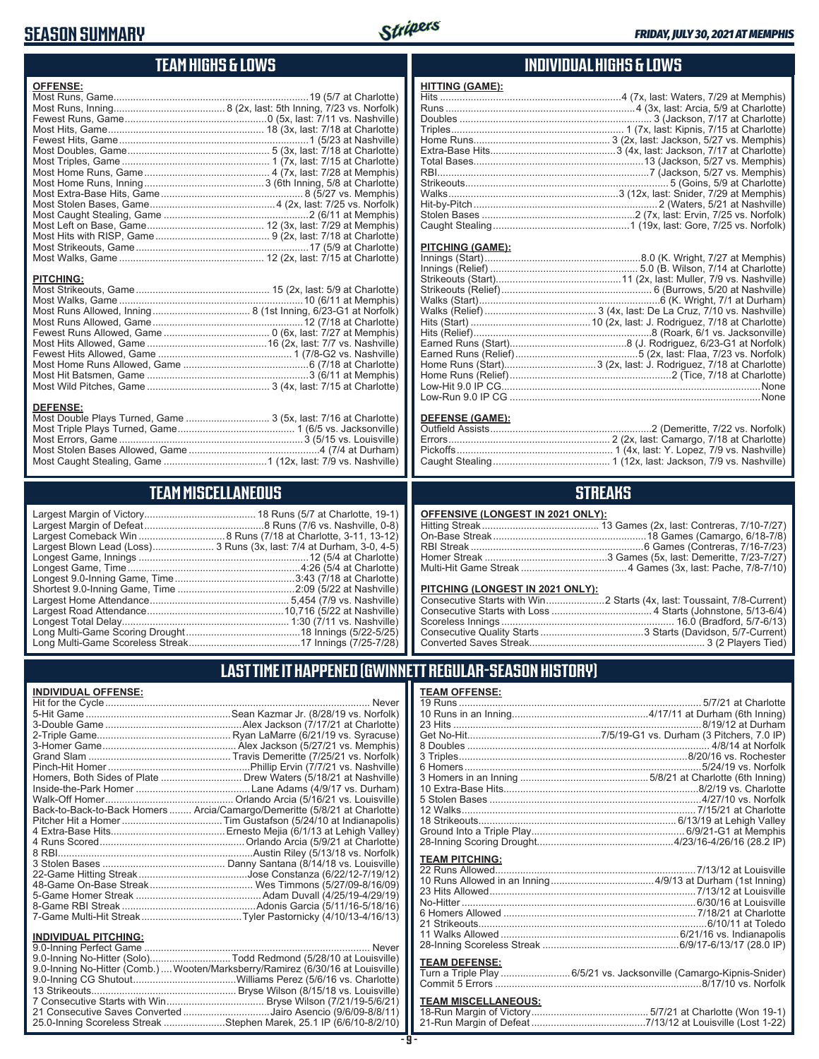# SEASON SUMMARY

FRIDAY, JULY 30, 2021 AT MEMPHIS

## TEAM HIGHS & LOWS

**OFFENSE:**

| | |
|---|---|
| Most Runs, Game | 19 (5/7 at Charlotte) |
| Most Runs, Inning | 8 (2x, last: 5th Inning, 7/23 vs. Norfolk) |
| Fewest Runs, Game | 0 (5x, last: 7/11 vs. Nashville) |
| Most Hits, Game | 18 (3x, last: 7/18 at Charlotte) |
| Fewest Hits, Game | 1 (5/23 at Nashville) |
| Most Doubles, Game | 5 (3x, last: 7/18 at Charlotte) |
| Most Triples, Game | 1 (7x, last: 7/15 at Charlotte) |
| Most Home Runs, Game | 4 (7x, last: 7/28 at Memphis) |
| Most Home Runs, Inning | 3 (6th Inning, 5/8 at Charlotte) |
| Most Extra-Base Hits, Game | 8 (5/27 vs. Memphis) |
| Most Stolen Bases, Game | 4 (2x, last: 7/25 vs. Norfolk) |
| Most Caught Stealing, Game | 2 (6/11 at Memphis) |
| Most Left on Base, Game | 12 (3x, last: 7/29 at Memphis) |
| Most Hits with RISP, Game | 9 (2x, last: 7/18 at Charlotte) |
| Most Strikeouts, Game | 17 (5/9 at Charlotte) |
| Most Walks, Game | 12 (2x, last: 7/15 at Charlotte) |

**PITCHING:**

| | |
|---|---|
| Most Strikeouts, Game | 15 (2x, last: 5/9 at Charlotte) |
| Most Walks, Game | 10 (6/11 at Memphis) |
| Most Runs Allowed, Inning | 8 (1st Inning, 6/23-G1 at Norfolk) |
| Most Runs Allowed, Game | 12 (7/18 at Charlotte) |
| Fewest Runs Allowed, Game | 0 (6x, last: 7/27 at Memphis) |
| Most Hits Allowed, Game | 16 (2x, last: 7/7 vs. Nashville) |
| Fewest Hits Allowed, Game | 1 (7/8-G2 vs. Nashville) |
| Most Home Runs Allowed, Game | 6 (7/18 at Charlotte) |
| Most Hit Batsmen, Game | 3 (6/11 at Memphis) |
| Most Wild Pitches, Game | 3 (4x, last: 7/15 at Charlotte) |

**DEFENSE:**

| | |
|---|---|
| Most Double Plays Turned, Game | 3 (5x, last: 7/16 at Charlotte) |
| Most Triple Plays Turned, Game | 1 (6/5 vs. Jacksonville) |
| Most Errors, Game | 3 (5/15 vs. Louisville) |
| Most Stolen Bases Allowed, Game | 4 (7/4 at Durham) |
| Most Caught Stealing, Game | 1 (12x, last: 7/9 vs. Nashville) |

## INDIVIDUAL HIGHS & LOWS

**HITTING (GAME):**

| | |
|---|---|
| Hits | 4 (7x, last: Waters, 7/29 at Memphis) |
| Runs | 4 (3x, last: Arcia, 5/9 at Charlotte) |
| Doubles | 3 (Jackson, 7/17 at Charlotte) |
| Triples | 1 (7x, last: Kipnis, 7/15 at Charlotte) |
| Home Runs | 3 (2x, last: Jackson, 5/27 vs. Memphis) |
| Extra-Base Hits | 3 (4x, last: Jackson, 7/17 at Charlotte) |
| Total Bases | 13 (Jackson, 5/27 vs. Memphis) |
| RBI | 7 (Jackson, 5/27 vs. Memphis) |
| Strikeouts | 5 (Goins, 5/9 at Charlotte) |
| Walks | 3 (12x, last: Snider, 7/29 at Memphis) |
| Hit-by-Pitch | 2 (Waters, 5/21 at Nashville) |
| Stolen Bases | 2 (7x, last: Ervin, 7/25 vs. Norfolk) |
| Caught Stealing | 1 (19x, last: Gore, 7/25 vs. Norfolk) |

**PITCHING (GAME):**

| | |
|---|---|
| Innings (Start) | 8.0 (K. Wright, 7/27 at Memphis) |
| Innings (Relief) | 5.0 (B. Wilson, 7/14 at Charlotte) |
| Strikeouts (Start) | 11 (2x, last: Muller, 7/9 vs. Nashville) |
| Strikeouts (Relief) | 6 (Burrows, 5/20 at Nashville) |
| Walks (Start) | 6 (K. Wright, 7/1 at Durham) |
| Walks (Relief) | 3 (4x, last: De La Cruz, 7/10 vs. Nashville) |
| Hits (Start) | 10 (2x, last: J. Rodriguez, 7/18 at Charlotte) |
| Hits (Relief) | 8 (Roark, 6/1 vs. Jacksonville) |
| Earned Runs (Start) | 8 (J. Rodriguez, 6/23-G1 at Norfolk) |
| Earned Runs (Relief) | 5 (2x, last: Flaa, 7/23 vs. Norfolk) |
| Home Runs (Start) | 3 (2x, last: J. Rodriguez, 7/18 at Charlotte) |
| Home Runs (Relief) | 2 (Tice, 7/18 at Charlotte) |
| Low-Hit 9.0 IP CG | None |
| Low-Run 9.0 IP CG | None |

**DEFENSE (GAME):**

| | |
|---|---|
| Outfield Assists | 2 (Demeritte, 7/22 vs. Norfolk) |
| Errors | 2 (2x, last: Camargo, 7/18 at Charlotte) |
| Pickoffs | 1 (4x, last: Y. Lopez, 7/9 vs. Nashville) |
| Caught Stealing | 1 (12x, last: Jackson, 7/9 vs. Nashville) |

## TEAM MISCELLANEOUS

| | |
|---|---|
| Largest Margin of Victory | 18 Runs (5/7 at Charlotte, 19-1) |
| Largest Margin of Defeat | 8 Runs (7/6 vs. Nashville, 0-8) |
| Largest Comeback Win | 8 Runs (7/18 at Charlotte, 3-11, 13-12) |
| Largest Blown Lead (Loss) | 3 Runs (3x, last: 7/4 at Durham, 3-0, 4-5) |
| Longest Game, Innings | 12 (5/4 at Charlotte) |
| Longest Game, Time | 4:26 (5/4 at Charlotte) |
| Longest 9.0-Inning Game, Time | 3:43 (7/18 at Charlotte) |
| Shortest 9.0-Inning Game, Time | 2:09 (5/22 at Nashville) |
| Largest Home Attendance | 5,454 (7/9 vs. Nashville) |
| Largest Road Attendance | 10,716 (5/22 at Nashville) |
| Longest Total Delay | 1:30 (7/11 vs. Nashville) |
| Long Multi-Game Scoring Drought | 18 Innings (5/22-5/25) |
| Long Multi-Game Scoreless Streak | 17 Innings (7/25-7/28) |

## STREAKS

**OFFENSIVE (LONGEST IN 2021 ONLY):**

| | |
|---|---|
| Hitting Streak | 13 Games (2x, last: Contreras, 7/10-7/27) |
| On-Base Streak | 18 Games (Camargo, 6/18-7/8) |
| RBI Streak | 6 Games (Contreras, 7/16-7/23) |
| Homer Streak | 3 Games (5x, last: Demeritte, 7/23-7/27) |
| Multi-Hit Game Streak | 4 Games (3x, last: Pache, 7/8-7/10) |

**PITCHING (LONGEST IN 2021 ONLY):**

| | |
|---|---|
| Consecutive Starts with Win | 2 Starts (4x, last: Toussaint, 7/8-Current) |
| Consecutive Starts with Loss | 4 Starts (Johnstone, 5/13-6/4) |
| Scoreless Innings | 16.0 (Bradford, 5/7-6/13) |
| Consecutive Quality Starts | 3 Starts (Davidson, 5/7-Current) |
| Converted Saves Streak | 3 (2 Players Tied) |

## LAST TIME IT HAPPENED (GWINNETT REGULAR-SEASON HISTORY)

**INDIVIDUAL OFFENSE:**

| | |
|---|---|
| Hit for the Cycle | Never |
| 5-Hit Game | Sean Kazmar Jr. (8/28/19 vs. Norfolk) |
| 3-Double Game | Alex Jackson (7/17/21 at Charlotte) |
| 2-Triple Game | Ryan LaMarre (6/21/19 vs. Syracuse) |
| 3-Homer Game | Alex Jackson (5/27/21 vs. Memphis) |
| Grand Slam | Travis Demeritte (7/25/21 vs. Norfolk) |
| Pinch-Hit Homer | Phillip Ervin (7/7/21 vs. Nashville) |
| Homers, Both Sides of Plate | Drew Waters (5/18/21 at Nashville) |
| Inside-the-Park Homer | Lane Adams (4/9/17 vs. Durham) |
| Walk-Off Homer | Orlando Arcia (5/16/21 vs. Louisville) |
| Back-to-Back-to-Back Homers | Arcia/Camargo/Demeritte (5/8/21 at Charlotte) |
| Pitcher Hit a Homer | Tim Gustafson (5/24/10 at Indianapolis) |
| 4 Extra-Base Hits | Ernesto Mejia (6/1/13 at Lehigh Valley) |
| 4 Runs Scored | Orlando Arcia (5/9/21 at Charlotte) |
| 8 RBI | Austin Riley (5/13/18 vs. Norfolk) |
| 3 Stolen Bases | Danny Santana (8/14/18 vs. Louisville) |
| 22-Game Hitting Streak | Jose Constanza (6/22/12-7/19/12) |
| 48-Game On-Base Streak | Wes Timmons (5/27/09-8/16/09) |
| 5-Game Homer Streak | Adam Duvall (4/25/19-4/29/19) |
| 8-Game RBI Streak | Adonis Garcia (5/11/16-5/18/16) |
| 7-Game Multi-Hit Streak | Tyler Pastornicky (4/10/13-4/16/13) |

**INDIVIDUAL PITCHING:**

| | |
|---|---|
| 9.0-Inning Perfect Game | Never |
| 9.0-Inning No-Hitter (Solo) | Todd Redmond (5/28/10 at Louisville) |
| 9.0-Inning No-Hitter (Comb.) | Wooten/Marksberry/Ramirez (6/30/16 at Louisville) |
| 9.0-Inning CG Shutout | Williams Perez (5/6/16 vs. Charlotte) |
| 13 Strikeouts | Bryse Wilson (8/15/18 vs. Louisville) |
| 7 Consecutive Starts with Win | Bryse Wilson (7/21/19-5/6/21) |
| 21 Consecutive Saves Converted | Jairo Asencio (9/6/09-8/8/11) |
| 25.0-Inning Scoreless Streak | Stephen Marek, 25.1 IP (6/6/10-8/2/10) |

**TEAM OFFENSE:**

| | |
|---|---|
| 19 Runs | 5/7/21 at Charlotte |
| 10 Runs in an Inning | 4/17/11 at Durham (6th Inning) |
| 23 Hits | 8/19/12 at Durham |
| Get No-Hit | 7/5/19-G1 vs. Durham (3 Pitchers, 7.0 IP) |
| 8 Doubles | 4/8/14 at Norfolk |
| 3 Triples | 8/20/16 vs. Rochester |
| 6 Homers | 5/24/19 vs. Norfolk |
| 3 Homers in an Inning | 5/8/21 at Charlotte (6th Inning) |
| 10 Extra-Base Hits | 8/2/19 vs. Charlotte |
| 5 Stolen Bases | 4/27/10 vs. Norfolk |
| 12 Walks | 7/15/21 at Charlotte |
| 18 Strikeouts | 6/13/19 at Lehigh Valley |
| Ground Into a Triple Play | 6/9/21-G1 at Memphis |
| 28-Inning Scoring Drought | 4/23/16-4/26/16 (28.2 IP) |

**TEAM PITCHING:**

| | |
|---|---|
| 22 Runs Allowed | 7/13/12 at Louisville |
| 10 Runs Allowed in an Inning | 4/9/13 at Durham (1st Inning) |
| 23 Hits Allowed | 7/13/12 at Louisville |
| No-Hitter | 6/30/16 at Louisville |
| 6 Homers Allowed | 7/18/21 at Charlotte |
| 21 Strikeouts | 6/10/11 at Toledo |
| 11 Walks Allowed | 6/21/16 vs. Indianapolis |
| 28-Inning Scoreless Streak | 6/9/17-6/13/17 (28.0 IP) |

**TEAM DEFENSE:**

| | |
|---|---|
| Turn a Triple Play | 6/5/21 vs. Jacksonville (Camargo-Kipnis-Snider) |
| Commit 5 Errors | 8/17/10 vs. Norfolk |

**TEAM MISCELLANEOUS:**

| | |
|---|---|
| 18-Run Margin of Victory | 5/7/21 at Charlotte (Won 19-1) |
| 21-Run Margin of Defeat | 7/13/12 at Louisville (Lost 1-22) |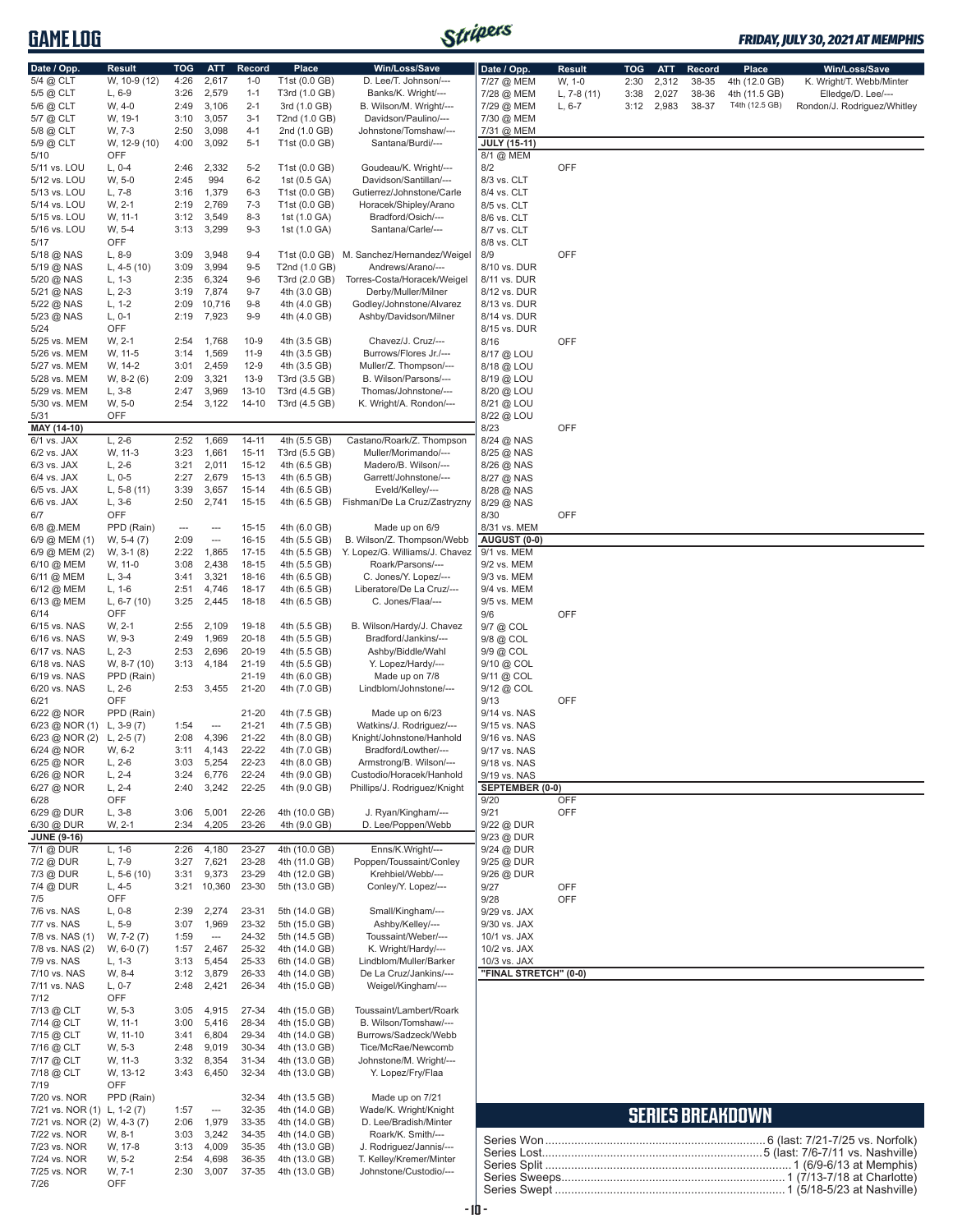# GAME LOG

*FRIDAY, JULY 30, 2021 AT MEMPHIS*

| Date / Opp. | Result | TOG | ATT | Record | Place | Win/Loss/Save |
|---|---|---|---|---|---|---|
| 5/4 @ CLT | W, 10-9 (12) | 4:26 | 2,617 | 1-0 | T1st (0.0 GB) | D. Lee/T. Johnson/--- |
| 5/5 @ CLT | L, 6-9 | 3:26 | 2,579 | 1-1 | T3rd (1.0 GB) | Banks/K. Wright/--- |
| 5/6 @ CLT | W, 4-0 | 2:49 | 3,106 | 2-1 | 3rd (1.0 GB) | B. Wilson/M. Wright/--- |
| 5/7 @ CLT | W, 19-1 | 3:10 | 3,057 | 3-1 | T2nd (1.0 GB) | Davidson/Paulino/--- |
| 5/8 @ CLT | W, 7-3 | 2:50 | 3,098 | 4-1 | 2nd (1.0 GB) | Johnstone/Tomshaw/--- |
| 5/9 @ CLT | W, 12-9 (10) | 4:00 | 3,092 | 5-1 | T1st (0.0 GB) | Santana/Burdi/--- |
| 5/10 | OFF | | | | | |
| 5/11 vs. LOU | L, 0-4 | 2:46 | 2,332 | 5-2 | T1st (0.0 GB) | Goudeau/K. Wright/--- |
| 5/12 vs. LOU | W, 5-0 | 2:45 | 994 | 6-2 | 1st (0.5 GA) | Davidson/Santillan/--- |
| 5/13 vs. LOU | L, 7-8 | 3:16 | 1,379 | 6-3 | T1st (0.0 GB) | Gutierrez/Johnstone/Carle |
| 5/14 vs. LOU | W, 2-1 | 2:19 | 2,769 | 7-3 | T1st (0.0 GB) | Horacek/Shipley/Arano |
| 5/15 vs. LOU | W, 11-1 | 3:12 | 3,549 | 8-3 | 1st (1.0 GA) | Bradford/Osich/--- |
| 5/16 vs. LOU | W, 5-4 | 3:13 | 3,299 | 9-3 | 1st (1.0 GA) | Santana/Carle/--- |
| 5/17 | OFF | | | | | |
| 5/18 @ NAS | L, 8-9 | 3:09 | 3,948 | 9-4 | T1st (0.0 GB) | M. Sanchez/Hernandez/Weigel |
| 5/19 @ NAS | L, 4-5 (10) | 3:09 | 3,994 | 9-5 | T2nd (1.0 GB) | Andrews/Arano/--- |
| 5/20 @ NAS | L, 1-3 | 2:35 | 6,324 | 9-6 | T3rd (2.0 GB) | Torres-Costa/Horacek/Weigel |
| 5/21 @ NAS | L, 2-3 | 3:19 | 7,874 | 9-7 | 4th (3.0 GB) | Derby/Muller/Milner |
| 5/22 @ NAS | L, 1-2 | 2:09 | 10,716 | 9-8 | 4th (4.0 GB) | Godley/Johnstone/Alvarez |
| 5/23 @ NAS | L, 0-1 | 2:19 | 7,923 | 9-9 | 4th (4.0 GB) | Ashby/Davidson/Milner |
| 5/24 | OFF | | | | | |
| 5/25 vs. MEM | W, 2-1 | 2:54 | 1,768 | 10-9 | 4th (3.5 GB) | Chavez/J. Cruz/--- |
| 5/26 vs. MEM | W, 11-5 | 3:14 | 1,569 | 11-9 | 4th (3.5 GB) | Burrows/Flores Jr./--- |
| 5/27 vs. MEM | W, 14-2 | 3:01 | 2,459 | 12-9 | 4th (3.5 GB) | Muller/Z. Thompson/--- |
| 5/28 vs. MEM | W, 8-2 (6) | 2:09 | 3,321 | 13-9 | T3rd (3.5 GB) | B. Wilson/Parsons/--- |
| 5/29 vs. MEM | L, 3-8 | 2:47 | 3,969 | 13-10 | T3rd (4.5 GB) | Thomas/Johnstone/--- |
| 5/30 vs. MEM | W, 5-0 | 2:54 | 3,122 | 14-10 | T3rd (4.5 GB) | K. Wright/A. Rondon/--- |
| 5/31 | OFF | | | | | |
| **MAY (14-10)** | | | | | | |
| 6/1 vs. JAX | L, 2-6 | 2:52 | 1,669 | 14-11 | 4th (5.5 GB) | Castano/Roark/Z. Thompson |
| 6/2 vs. JAX | W, 11-3 | 3:23 | 1,661 | 15-11 | T3rd (5.5 GB) | Muller/Morimando/--- |
| 6/3 vs. JAX | L, 2-6 | 3:21 | 2,011 | 15-12 | 4th (6.5 GB) | Madero/B. Wilson/--- |
| 6/4 vs. JAX | L, 0-5 | 2:27 | 2,679 | 15-13 | 4th (6.5 GB) | Garrett/Johnstone/--- |
| 6/5 vs. JAX | L, 5-8 (11) | 3:39 | 3,657 | 15-14 | 4th (6.5 GB) | Eveld/Kelley/--- |
| 6/6 vs. JAX | L, 3-6 | 2:50 | 2,741 | 15-15 | 4th (6.5 GB) | Fishman/De La Cruz/Zastryzny |
| 6/7 | OFF | | | | | |
| 6/8 @ MEM | PPD (Rain) | --- | --- | 15-15 | 4th (6.0 GB) | Made up on 6/9 |
| 6/9 @ MEM (1) | W, 5-4 (7) | 2:09 | --- | 16-15 | 4th (5.5 GB) | B. Wilson/Z. Thompson/Webb |
| 6/9 @ MEM (2) | W, 3-1 (8) | 2:22 | 1,865 | 17-15 | 4th (5.5 GB) | Y. Lopez/G. Williams/J. Chavez |
| 6/10 @ MEM | W, 11-0 | 3:08 | 2,438 | 18-15 | 4th (5.5 GB) | Roark/Parsons/--- |
| 6/11 @ MEM | L, 3-4 | 3:41 | 3,321 | 18-16 | 4th (6.5 GB) | C. Jones/Y. Lopez/--- |
| 6/12 @ MEM | L, 1-6 | 2:51 | 4,746 | 18-17 | 4th (6.5 GB) | Liberatore/De La Cruz/--- |
| 6/13 @ MEM | L, 6-7 (10) | 3:25 | 2,445 | 18-18 | 4th (6.5 GB) | C. Jones/Flaa/--- |
| 6/14 | OFF | | | | | |
| 6/15 vs. NAS | W, 2-1 | 2:55 | 2,109 | 19-18 | 4th (5.5 GB) | B. Wilson/Hardy/J. Chavez |
| 6/16 vs. NAS | W, 9-3 | 2:49 | 1,969 | 20-18 | 4th (5.5 GB) | Bradford/Jankins/--- |
| 6/17 vs. NAS | L, 2-3 | 2:53 | 2,696 | 20-19 | 4th (5.5 GB) | Ashby/Biddle/Wahl |
| 6/18 vs. NAS | W, 8-7 (10) | 3:13 | 4,184 | 21-19 | 4th (5.5 GB) | Y. Lopez/Hardy/--- |
| 6/19 vs. NAS | PPD (Rain) | | | 21-19 | 4th (6.0 GB) | Made up on 7/8 |
| 6/20 vs. NAS | L, 2-6 | 2:53 | 3,455 | 21-20 | 4th (7.0 GB) | Lindblom/Johnstone/--- |
| 6/21 | OFF | | | | | |
| 6/22 @ NOR | PPD (Rain) | | | 21-20 | 4th (7.5 GB) | Made up on 6/23 |
| 6/23 @ NOR (1) | L, 3-9 (7) | 1:54 | --- | 21-21 | 4th (7.5 GB) | Watkins/J. Rodriguez/--- |
| 6/23 @ NOR (2) | L, 2-5 (7) | 2:08 | 4,396 | 21-22 | 4th (8.0 GB) | Knight/Johnstone/Hanhold |
| 6/24 @ NOR | W, 6-2 | 3:11 | 4,143 | 22-22 | 4th (7.0 GB) | Bradford/Lowther/--- |
| 6/25 @ NOR | L, 2-6 | 3:03 | 5,254 | 22-23 | 4th (8.0 GB) | Armstrong/B. Wilson/--- |
| 6/26 @ NOR | L, 2-4 | 3:24 | 6,776 | 22-24 | 4th (9.0 GB) | Custodio/Horacek/Hanhold |
| 6/27 @ NOR | L, 2-4 | 2:40 | 3,242 | 22-25 | 4th (9.0 GB) | Phillips/J. Rodriguez/Knight |
| 6/28 | OFF | | | | | |
| 6/29 @ DUR | L, 3-8 | 3:06 | 5,001 | 22-26 | 4th (10.0 GB) | J. Ryan/Kingham/--- |
| 6/30 @ DUR | W, 2-1 | 2:34 | 4,205 | 23-26 | 4th (9.0 GB) | D. Lee/Poppen/Webb |
| **JUNE (9-16)** | | | | | | |
| 7/1 @ DUR | L, 1-6 | 2:26 | 4,180 | 23-27 | 4th (10.0 GB) | Enns/K.Wright/--- |
| 7/2 @ DUR | L, 7-9 | 3:27 | 7,621 | 23-28 | 4th (11.0 GB) | Poppen/Toussaint/Conley |
| 7/3 @ DUR | L, 5-6 (10) | 3:31 | 9,373 | 23-29 | 4th (12.0 GB) | Krehbiel/Webb/--- |
| 7/4 @ DUR | L, 4-5 | 3:21 | 10,360 | 23-30 | 5th (13.0 GB) | Conley/Y. Lopez/--- |
| 7/5 | OFF | | | | | |
| 7/6 vs. NAS | L, 0-8 | 2:39 | 2,274 | 23-31 | 5th (14.0 GB) | Small/Kingham/--- |
| 7/7 vs. NAS | L, 5-9 | 3:07 | 1,969 | 23-32 | 5th (15.0 GB) | Ashby/Kelley/--- |
| 7/8 vs. NAS (1) | W, 7-2 (7) | 1:59 | --- | 24-32 | 5th (14.5 GB) | Toussaint/Weber/--- |
| 7/8 vs. NAS (2) | W, 6-0 (7) | 1:57 | 2,467 | 25-32 | 4th (14.0 GB) | K. Wright/Hardy/--- |
| 7/9 vs. NAS | L, 1-3 | 3:13 | 5,454 | 25-33 | 6th (14.0 GB) | Lindblom/Muller/Barker |
| 7/10 vs. NAS | W, 8-4 | 3:12 | 3,879 | 26-33 | 4th (14.0 GB) | De La Cruz/Jankins/--- |
| 7/11 vs. NAS | L, 0-7 | 2:48 | 2,421 | 26-34 | 4th (15.0 GB) | Weigel/Kingham/--- |
| 7/12 | OFF | | | | | |
| 7/13 @ CLT | W, 5-3 | 3:05 | 4,915 | 27-34 | 4th (15.0 GB) | Toussaint/Lambert/Roark |
| 7/14 @ CLT | W, 11-1 | 3:00 | 5,416 | 28-34 | 4th (15.0 GB) | B. Wilson/Tomshaw/--- |
| 7/15 @ CLT | W, 11-10 | 3:41 | 6,804 | 29-34 | 4th (14.0 GB) | Burrows/Sadzeck/Webb |
| 7/16 @ CLT | W, 5-3 | 2:48 | 9,019 | 30-34 | 4th (13.0 GB) | Tice/McRae/Newcomb |
| 7/17 @ CLT | W, 11-3 | 3:32 | 8,354 | 31-34 | 4th (13.0 GB) | Johnstone/M. Wright/--- |
| 7/18 @ CLT | W, 13-12 | 3:43 | 6,450 | 32-34 | 4th (13.0 GB) | Y. Lopez/Fry/Flaa |
| 7/19 | OFF | | | | | |
| 7/20 vs. NOR | PPD (Rain) | | | 32-34 | 4th (13.5 GB) | Made up on 7/21 |
| 7/21 vs. NOR (1) | L, 1-2 (7) | 1:57 | --- | 32-35 | 4th (14.0 GB) | Wade/K. Wright/Knight |
| 7/21 vs. NOR (2) | W, 4-3 (7) | 2:06 | 1,979 | 33-35 | 4th (14.0 GB) | D. Lee/Bradish/Minter |
| 7/22 vs. NOR | W, 8-1 | 3:03 | 3,242 | 34-35 | 4th (14.0 GB) | Roark/K. Smith/--- |
| 7/23 vs. NOR | W, 17-8 | 3:13 | 4,009 | 35-35 | 4th (13.0 GB) | J. Rodriguez/Jannis/--- |
| 7/24 vs. NOR | W, 5-2 | 2:54 | 4,698 | 36-35 | 4th (13.0 GB) | T. Kelley/Kremer/Minter |
| 7/25 vs. NOR | W, 7-1 | 2:30 | 3,007 | 37-35 | 4th (13.0 GB) | Johnstone/Custodio/--- |
| 7/26 | OFF | | | | | |
| 7/27 @ MEM | W, 1-0 | 2:30 | 2,312 | 38-35 | 4th (12.0 GB) | K. Wright/T. Webb/Minter |
| 7/28 @ MEM | L, 7-8 (11) | 3:38 | 2,027 | 38-36 | 4th (11.5 GB) | Elledge/D. Lee/--- |
| 7/29 @ MEM | L, 6-7 | 3:12 | 2,983 | 38-37 | T4th (12.5 GB) | Rondon/J. Rodriguez/Whitley |
| 7/30 @ MEM | | | | | | |
| 7/31 @ MEM | | | | | | |
| **JULY (15-11)** | | | | | | |
| 8/1 @ MEM | | | | | | |
| 8/2 | OFF | | | | | |
| 8/3 vs. CLT | | | | | | |
| 8/4 vs. CLT | | | | | | |
| 8/5 vs. CLT | | | | | | |
| 8/6 vs. CLT | | | | | | |
| 8/7 vs. CLT | | | | | | |
| 8/8 vs. CLT | | | | | | |
| 8/9 | OFF | | | | | |
| 8/10 vs. DUR | | | | | | |
| 8/11 vs. DUR | | | | | | |
| 8/12 vs. DUR | | | | | | |
| 8/13 vs. DUR | | | | | | |
| 8/14 vs. DUR | | | | | | |
| 8/15 vs. DUR | | | | | | |
| 8/16 | OFF | | | | | |
| 8/17 @ LOU | | | | | | |
| 8/18 @ LOU | | | | | | |
| 8/19 @ LOU | | | | | | |
| 8/20 @ LOU | | | | | | |
| 8/21 @ LOU | | | | | | |
| 8/22 @ LOU | | | | | | |
| 8/23 | OFF | | | | | |
| 8/24 @ NAS | | | | | | |
| 8/25 @ NAS | | | | | | |
| 8/26 @ NAS | | | | | | |
| 8/27 @ NAS | | | | | | |
| 8/28 @ NAS | | | | | | |
| 8/29 @ NAS | | | | | | |
| 8/30 | OFF | | | | | |
| 8/31 vs. MEM | | | | | | |
| **AUGUST (0-0)** | | | | | | |
| 9/1 vs. MEM | | | | | | |
| 9/2 vs. MEM | | | | | | |
| 9/3 vs. MEM | | | | | | |
| 9/4 vs. MEM | | | | | | |
| 9/5 vs. MEM | | | | | | |
| 9/6 | OFF | | | | | |
| 9/7 @ COL | | | | | | |
| 9/8 @ COL | | | | | | |
| 9/9 @ COL | | | | | | |
| 9/10 @ COL | | | | | | |
| 9/11 @ COL | | | | | | |
| 9/12 @ COL | | | | | | |
| 9/13 | OFF | | | | | |
| 9/14 vs. NAS | | | | | | |
| 9/15 vs. NAS | | | | | | |
| 9/16 vs. NAS | | | | | | |
| 9/17 vs. NAS | | | | | | |
| 9/18 vs. NAS | | | | | | |
| 9/19 vs. NAS | | | | | | |
| **SEPTEMBER (0-0)** | | | | | | |
| 9/20 | OFF | | | | | |
| 9/21 | OFF | | | | | |
| 9/22 @ DUR | | | | | | |
| 9/23 @ DUR | | | | | | |
| 9/24 @ DUR | | | | | | |
| 9/25 @ DUR | | | | | | |
| 9/26 @ DUR | | | | | | |
| 9/27 | OFF | | | | | |
| 9/28 | OFF | | | | | |
| 9/29 vs. JAX | | | | | | |
| 9/30 vs. JAX | | | | | | |
| 10/1 vs. JAX | | | | | | |
| 10/2 vs. JAX | | | | | | |
| 10/3 vs. JAX | | | | | | |
| **"FINAL STRETCH" (0-0)** | | | | | | |

## SERIES BREAKDOWN

- Series Won .......... 6 (last: 7/21-7/25 vs. Norfolk)
- Series Lost .......... 5 (last: 7/6-7/11 vs. Nashville)
- Series Split .......... 1 (6/9-6/13 at Memphis)
- Series Sweeps .......... 1 (7/13-7/18 at Charlotte)
- Series Swept .......... 1 (5/18-5/23 at Nashville)